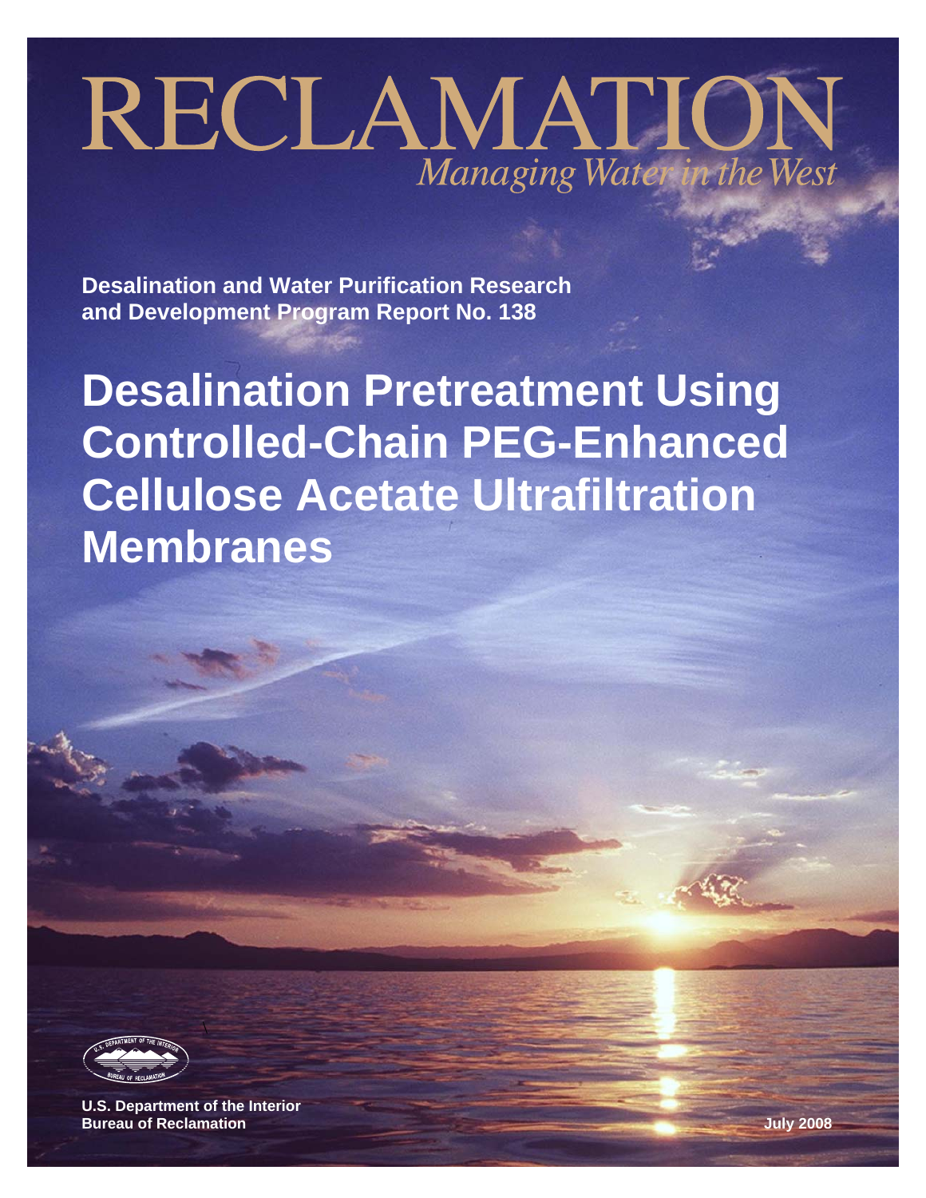# RECLAMATION

*Managing Water in the West*

**Desalination and Water Purification Research and Development Program Report No. 138**

# Desalination Pretreatment Using Controlled-Chain PEG-Enhanced Cellulose Acetate Ultrafiltration Membranes

**U.S. Department of the Interior**
**Bureau of Reclamation**

**July 2008**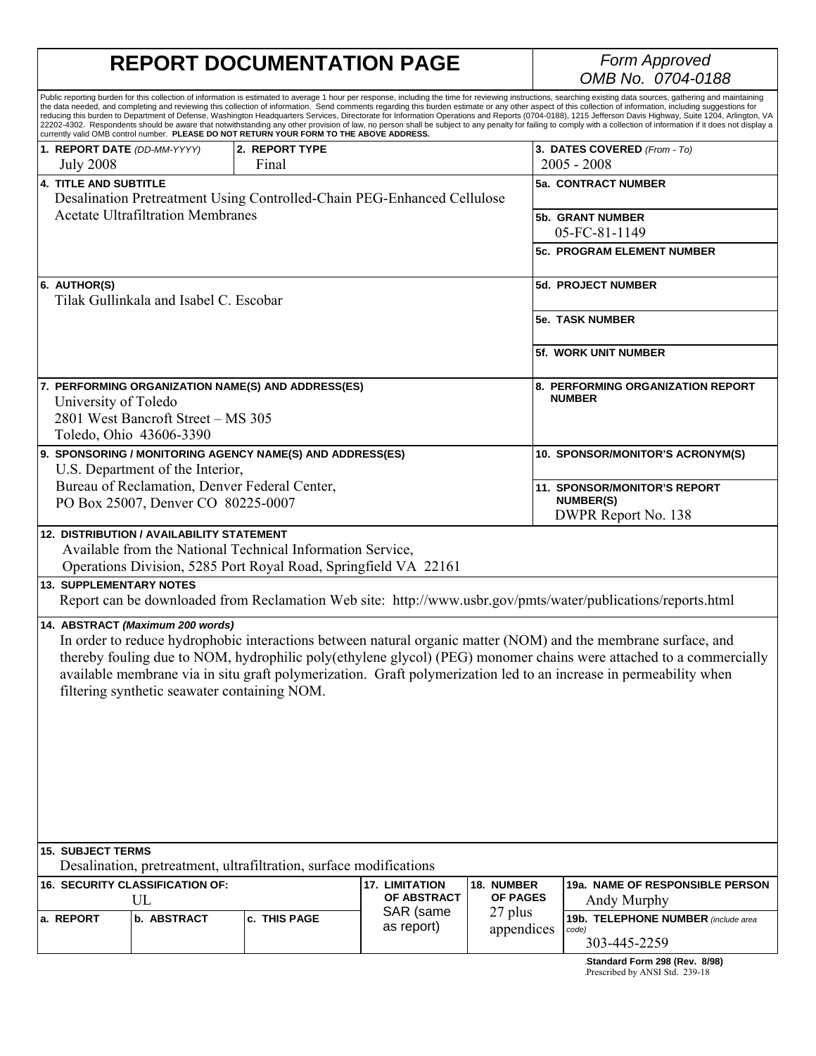# REPORT DOCUMENTATION PAGE

*Form Approved*
*OMB No. 0704-0188*

Public reporting burden for this collection of information is estimated to average 1 hour per response, including the time for reviewing instructions, searching existing data sources, gathering and maintaining the data needed, and completing and reviewing this collection of information. Send comments regarding this burden estimate or any other aspect of this collection of information, including suggestions for reducing this burden to Department of Defense, Washington Headquarters Services, Directorate for Information Operations and Reports (0704-0188), 1215 Jefferson Davis Highway, Suite 1204, Arlington, VA 22202-4302. Respondents should be aware that notwithstanding any other provision of law, no person shall be subject to any penalty for failing to comply with a collection of information if it does not display a currently valid OMB control number. **PLEASE DO NOT RETURN YOUR FORM TO THE ABOVE ADDRESS.**

| **1. REPORT DATE** *(DD-MM-YYYY)* | **2. REPORT TYPE** | **3. DATES COVERED** *(From - To)* |
|---|---|---|
| July 2008 | Final | 2005 - 2008 |

**4. TITLE AND SUBTITLE**
Desalination Pretreatment Using Controlled-Chain PEG-Enhanced Cellulose Acetate Ultrafiltration Membranes

**5a. CONTRACT NUMBER**

**5b. GRANT NUMBER**
05-FC-81-1149

**5c. PROGRAM ELEMENT NUMBER**

**6. AUTHOR(S)**
Tilak Gullinkala and Isabel C. Escobar

**5d. PROJECT NUMBER**

**5e. TASK NUMBER**

**5f. WORK UNIT NUMBER**

**7. PERFORMING ORGANIZATION NAME(S) AND ADDRESS(ES)**
University of Toledo
2801 West Bancroft Street – MS 305
Toledo, Ohio 43606-3390

**8. PERFORMING ORGANIZATION REPORT NUMBER**

**9. SPONSORING / MONITORING AGENCY NAME(S) AND ADDRESS(ES)**
U.S. Department of the Interior,
Bureau of Reclamation, Denver Federal Center,
PO Box 25007, Denver CO 80225-0007

**10. SPONSOR/MONITOR'S ACRONYM(S)**

**11. SPONSOR/MONITOR'S REPORT NUMBER(S)**
DWPR Report No. 138

**12. DISTRIBUTION / AVAILABILITY STATEMENT**
Available from the National Technical Information Service,
Operations Division, 5285 Port Royal Road, Springfield VA 22161

**13. SUPPLEMENTARY NOTES**
Report can be downloaded from Reclamation Web site: http://www.usbr.gov/pmts/water/publications/reports.html

**14. ABSTRACT** *(Maximum 200 words)*
In order to reduce hydrophobic interactions between natural organic matter (NOM) and the membrane surface, and thereby fouling due to NOM, hydrophilic poly(ethylene glycol) (PEG) monomer chains were attached to a commercially available membrane via in situ graft polymerization. Graft polymerization led to an increase in permeability when filtering synthetic seawater containing NOM.

**15. SUBJECT TERMS**
Desalination, pretreatment, ultrafiltration, surface modifications

| **16. SECURITY CLASSIFICATION OF:** UL | | | **17. LIMITATION OF ABSTRACT** | **18. NUMBER OF PAGES** | **19a. NAME OF RESPONSIBLE PERSON** |
|---|---|---|---|---|---|
| **a. REPORT** | **b. ABSTRACT** | **c. THIS PAGE** | SAR (same as report) | 27 plus appendices | Andy Murphy |
| | | | | | **19b. TELEPHONE NUMBER** *(include area code)* 303-445-2259 |

**Standard Form 298 (Rev. 8/98)**
Prescribed by ANSI Std. 239-18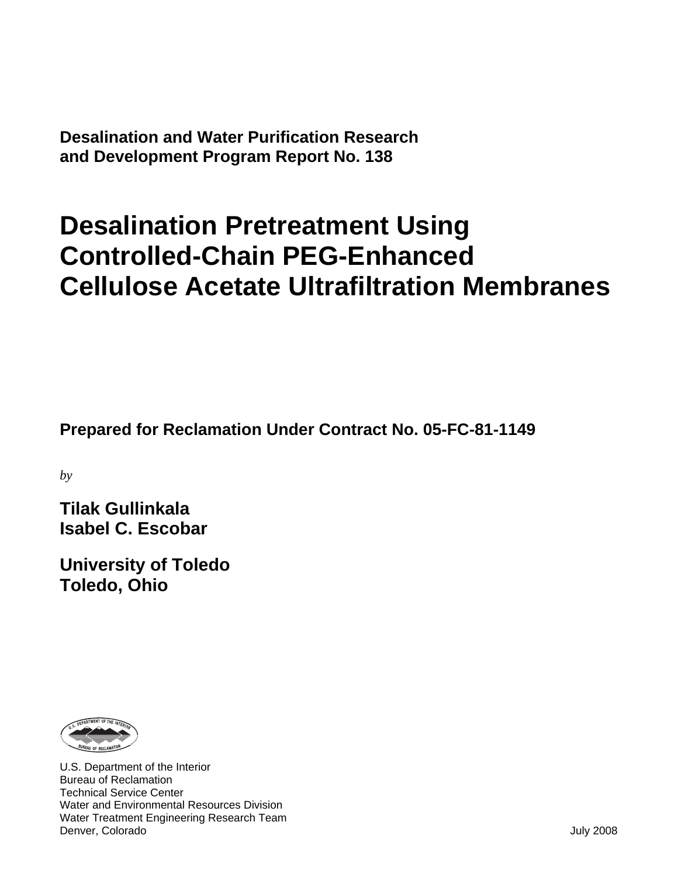**Desalination and Water Purification Research and Development Program Report No. 138**

# Desalination Pretreatment Using Controlled-Chain PEG-Enhanced Cellulose Acetate Ultrafiltration Membranes

**Prepared for Reclamation Under Contract No. 05-FC-81-1149**

*by*

**Tilak Gullinkala**
**Isabel C. Escobar**

**University of Toledo**
**Toledo, Ohio**

U.S. Department of the Interior
Bureau of Reclamation
Technical Service Center
Water and Environmental Resources Division
Water Treatment Engineering Research Team
Denver, Colorado

July 2008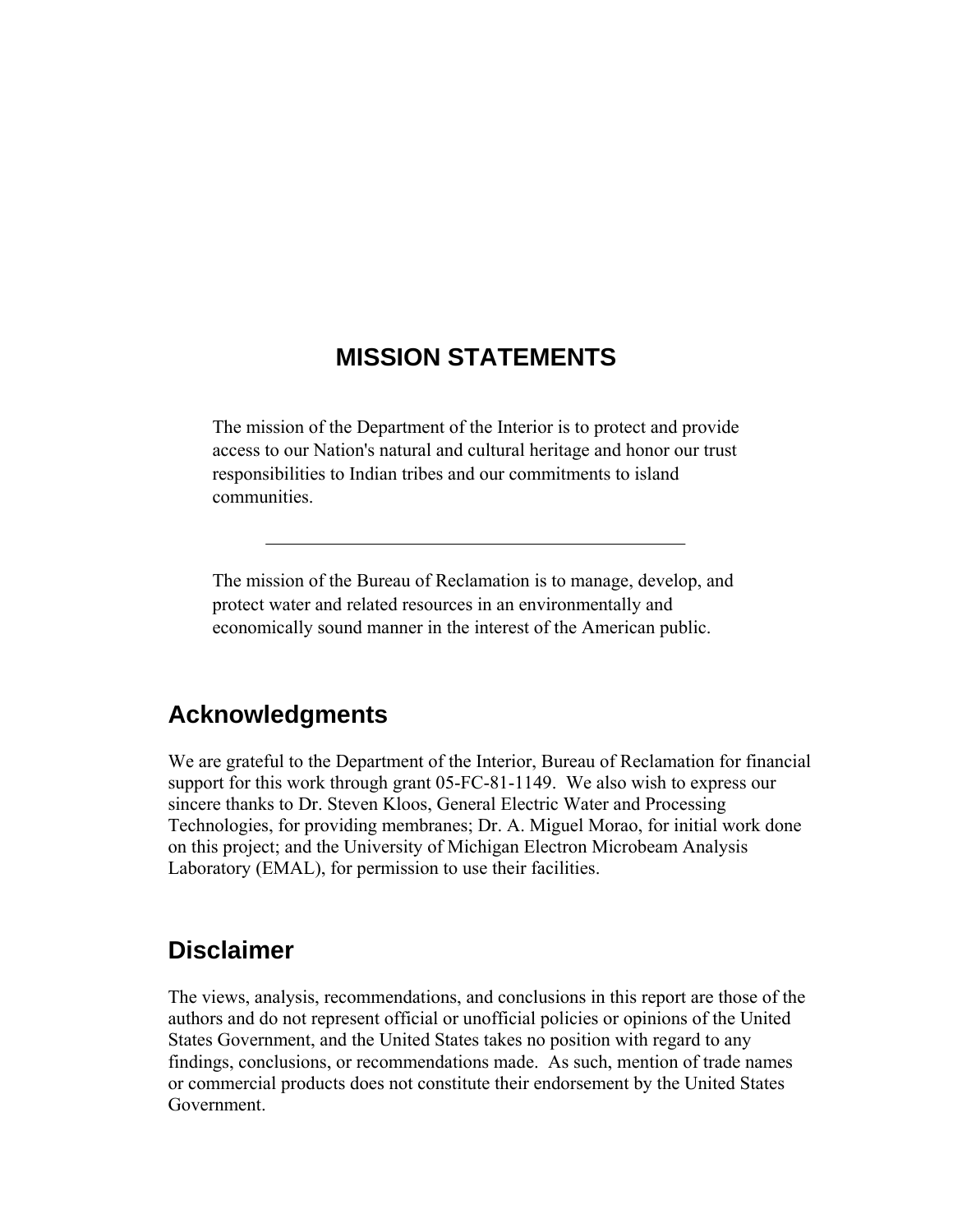# MISSION STATEMENTS

The mission of the Department of the Interior is to protect and provide access to our Nation's natural and cultural heritage and honor our trust responsibilities to Indian tribes and our commitments to island communities.

---

The mission of the Bureau of Reclamation is to manage, develop, and protect water and related resources in an environmentally and economically sound manner in the interest of the American public.

## Acknowledgments

We are grateful to the Department of the Interior, Bureau of Reclamation for financial support for this work through grant 05-FC-81-1149. We also wish to express our sincere thanks to Dr. Steven Kloos, General Electric Water and Processing Technologies, for providing membranes; Dr. A. Miguel Morao, for initial work done on this project; and the University of Michigan Electron Microbeam Analysis Laboratory (EMAL), for permission to use their facilities.

## Disclaimer

The views, analysis, recommendations, and conclusions in this report are those of the authors and do not represent official or unofficial policies or opinions of the United States Government, and the United States takes no position with regard to any findings, conclusions, or recommendations made. As such, mention of trade names or commercial products does not constitute their endorsement by the United States Government.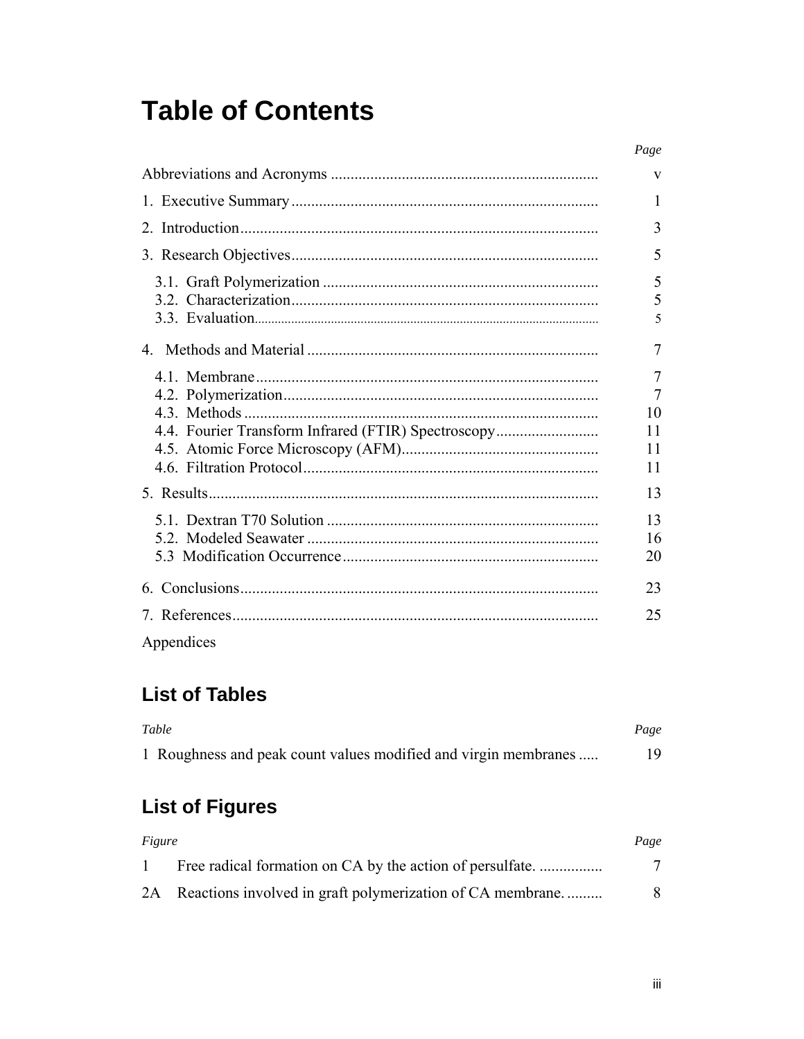# Table of Contents

| | Page |
|---|---|
| Abbreviations and Acronyms | v |
| 1. Executive Summary | 1 |
| 2. Introduction | 3 |
| 3. Research Objectives | 5 |
| 3.1. Graft Polymerization | 5 |
| 3.2. Characterization | 5 |
| 3.3. Evaluation | 5 |
| 4. Methods and Material | 7 |
| 4.1. Membrane | 7 |
| 4.2. Polymerization | 7 |
| 4.3. Methods | 10 |
| 4.4. Fourier Transform Infrared (FTIR) Spectroscopy | 11 |
| 4.5. Atomic Force Microscopy (AFM) | 11 |
| 4.6. Filtration Protocol | 11 |
| 5. Results | 13 |
| 5.1. Dextran T70 Solution | 13 |
| 5.2. Modeled Seawater | 16 |
| 5.3 Modification Occurrence | 20 |
| 6. Conclusions | 23 |
| 7. References | 25 |
| Appendices | |

## List of Tables

| *Table* | *Page* |
|---|---|
| 1 Roughness and peak count values modified and virgin membranes | 19 |

## List of Figures

| *Figure* | | *Page* |
|---|---|---|
| 1 | Free radical formation on CA by the action of persulfate. | 7 |
| 2A | Reactions involved in graft polymerization of CA membrane. | 8 |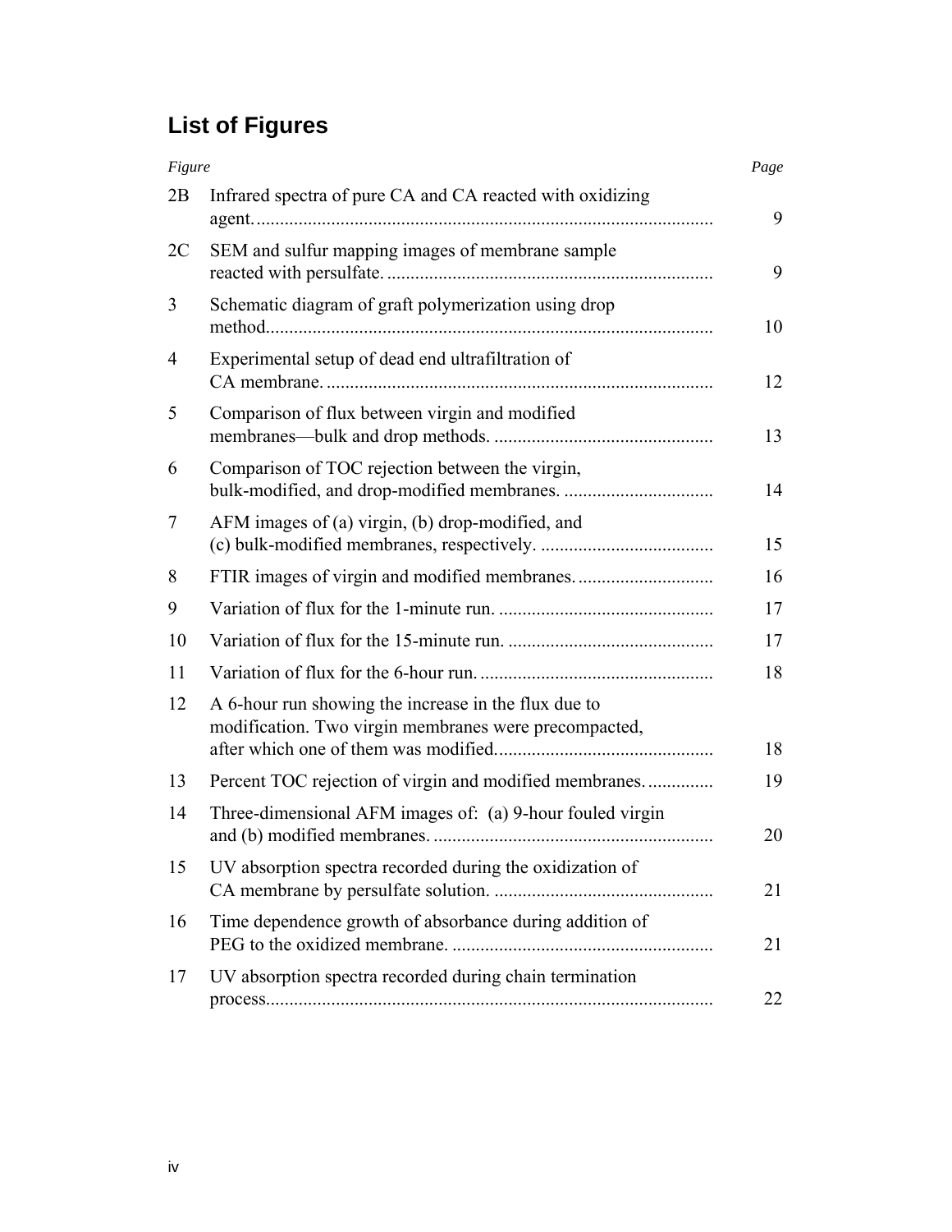# List of Figures

| *Figure* | | *Page* |
|---|---|---|
| 2B | Infrared spectra of pure CA and CA reacted with oxidizing agent. | 9 |
| 2C | SEM and sulfur mapping images of membrane sample reacted with persulfate. | 9 |
| 3 | Schematic diagram of graft polymerization using drop method. | 10 |
| 4 | Experimental setup of dead end ultrafiltration of CA membrane. | 12 |
| 5 | Comparison of flux between virgin and modified membranes—bulk and drop methods. | 13 |
| 6 | Comparison of TOC rejection between the virgin, bulk-modified, and drop-modified membranes. | 14 |
| 7 | AFM images of (a) virgin, (b) drop-modified, and (c) bulk-modified membranes, respectively. | 15 |
| 8 | FTIR images of virgin and modified membranes. | 16 |
| 9 | Variation of flux for the 1-minute run. | 17 |
| 10 | Variation of flux for the 15-minute run. | 17 |
| 11 | Variation of flux for the 6-hour run. | 18 |
| 12 | A 6-hour run showing the increase in the flux due to modification. Two virgin membranes were precompacted, after which one of them was modified. | 18 |
| 13 | Percent TOC rejection of virgin and modified membranes. | 19 |
| 14 | Three-dimensional AFM images of: (a) 9-hour fouled virgin and (b) modified membranes. | 20 |
| 15 | UV absorption spectra recorded during the oxidization of CA membrane by persulfate solution. | 21 |
| 16 | Time dependence growth of absorbance during addition of PEG to the oxidized membrane. | 21 |
| 17 | UV absorption spectra recorded during chain termination process. | 22 |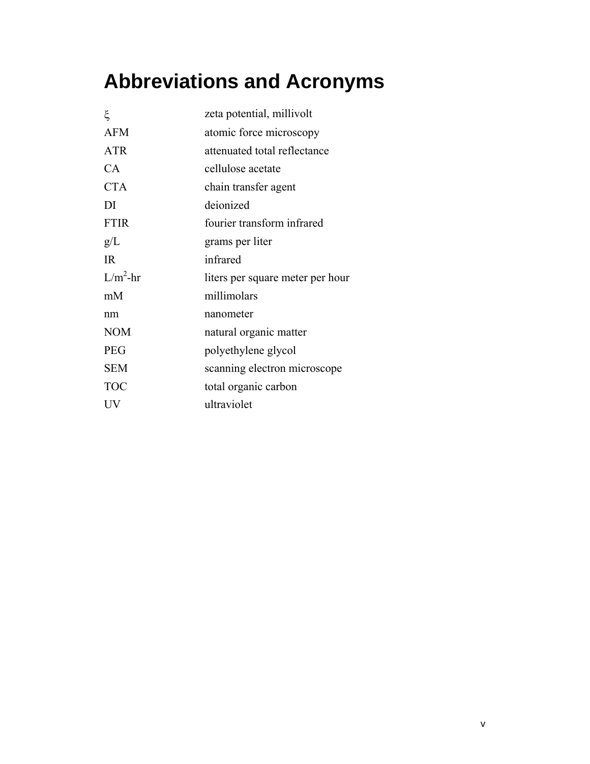# Abbreviations and Acronyms

| | |
|---|---|
| ξ | zeta potential, millivolt |
| AFM | atomic force microscopy |
| ATR | attenuated total reflectance |
| CA | cellulose acetate |
| CTA | chain transfer agent |
| DI | deionized |
| FTIR | fourier transform infrared |
| g/L | grams per liter |
| IR | infrared |
| L/$m^2$-hr | liters per square meter per hour |
| mM | millimolars |
| nm | nanometer |
| NOM | natural organic matter |
| PEG | polyethylene glycol |
| SEM | scanning electron microscope |
| TOC | total organic carbon |
| UV | ultraviolet |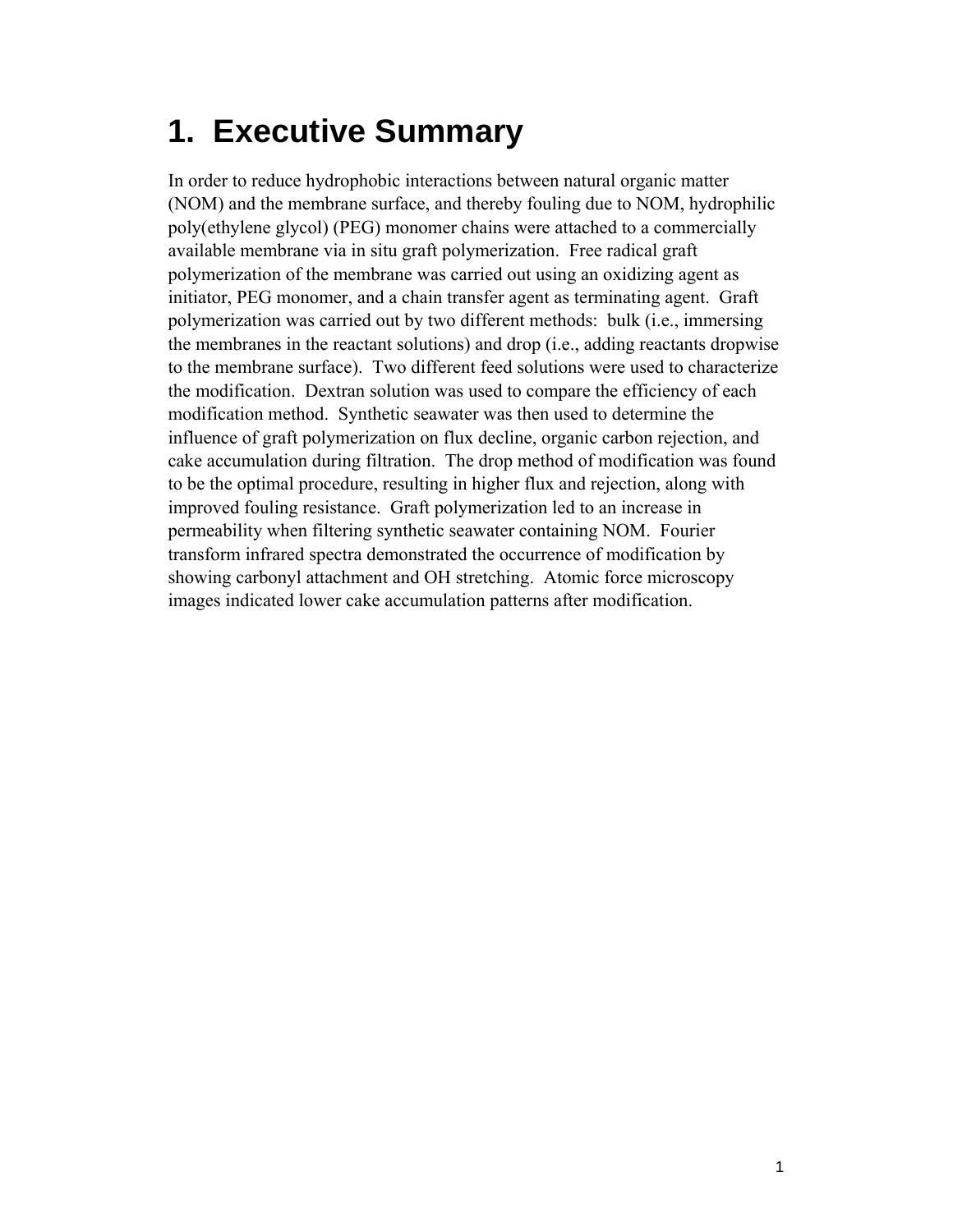# 1. Executive Summary

In order to reduce hydrophobic interactions between natural organic matter (NOM) and the membrane surface, and thereby fouling due to NOM, hydrophilic poly(ethylene glycol) (PEG) monomer chains were attached to a commercially available membrane via in situ graft polymerization. Free radical graft polymerization of the membrane was carried out using an oxidizing agent as initiator, PEG monomer, and a chain transfer agent as terminating agent. Graft polymerization was carried out by two different methods: bulk (i.e., immersing the membranes in the reactant solutions) and drop (i.e., adding reactants dropwise to the membrane surface). Two different feed solutions were used to characterize the modification. Dextran solution was used to compare the efficiency of each modification method. Synthetic seawater was then used to determine the influence of graft polymerization on flux decline, organic carbon rejection, and cake accumulation during filtration. The drop method of modification was found to be the optimal procedure, resulting in higher flux and rejection, along with improved fouling resistance. Graft polymerization led to an increase in permeability when filtering synthetic seawater containing NOM. Fourier transform infrared spectra demonstrated the occurrence of modification by showing carbonyl attachment and OH stretching. Atomic force microscopy images indicated lower cake accumulation patterns after modification.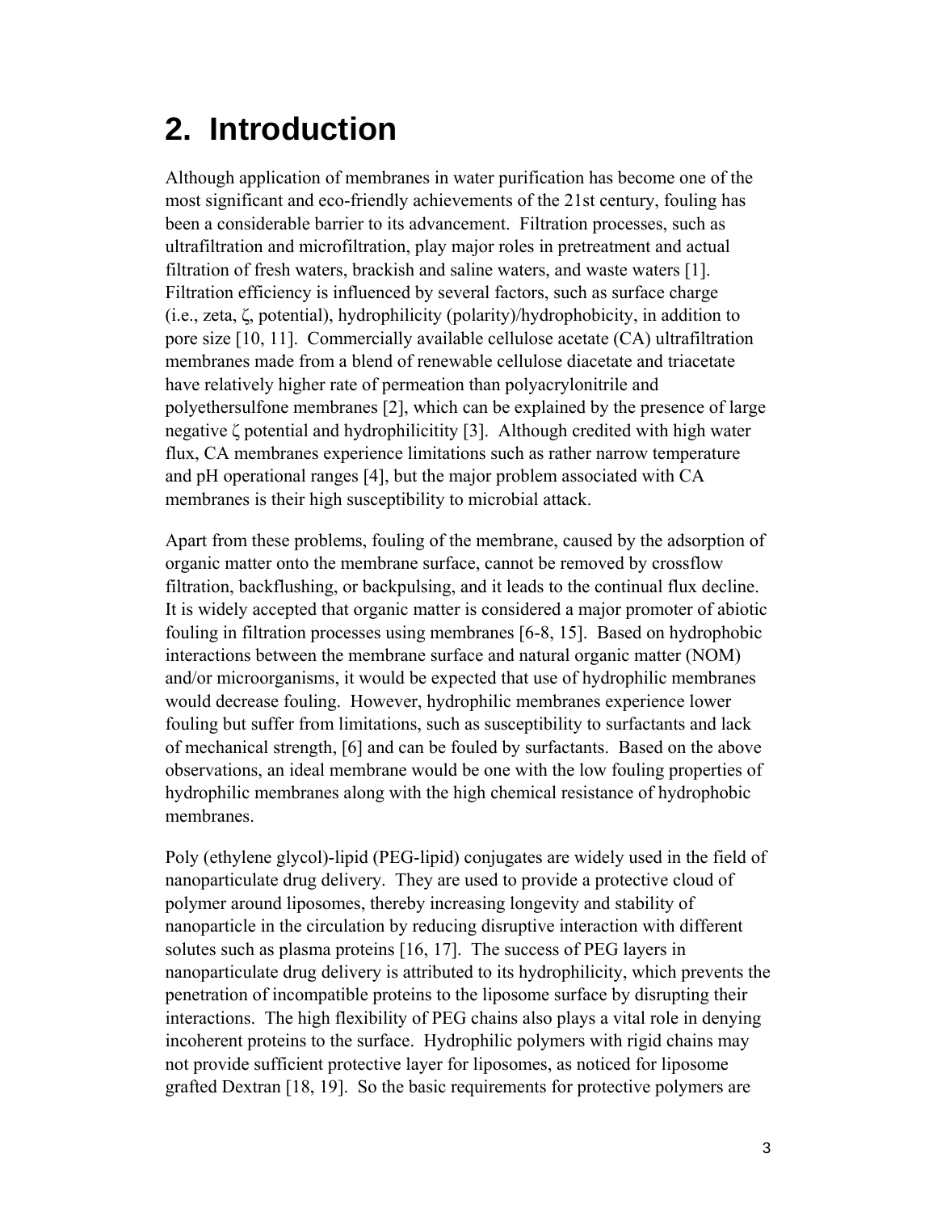# 2. Introduction

Although application of membranes in water purification has become one of the most significant and eco-friendly achievements of the 21st century, fouling has been a considerable barrier to its advancement. Filtration processes, such as ultrafiltration and microfiltration, play major roles in pretreatment and actual filtration of fresh waters, brackish and saline waters, and waste waters [1]. Filtration efficiency is influenced by several factors, such as surface charge (i.e., zeta, ζ, potential), hydrophilicity (polarity)/hydrophobicity, in addition to pore size [10, 11]. Commercially available cellulose acetate (CA) ultrafiltration membranes made from a blend of renewable cellulose diacetate and triacetate have relatively higher rate of permeation than polyacrylonitrile and polyethersulfone membranes [2], which can be explained by the presence of large negative ζ potential and hydrophilicitity [3]. Although credited with high water flux, CA membranes experience limitations such as rather narrow temperature and pH operational ranges [4], but the major problem associated with CA membranes is their high susceptibility to microbial attack.

Apart from these problems, fouling of the membrane, caused by the adsorption of organic matter onto the membrane surface, cannot be removed by crossflow filtration, backflushing, or backpulsing, and it leads to the continual flux decline. It is widely accepted that organic matter is considered a major promoter of abiotic fouling in filtration processes using membranes [6-8, 15]. Based on hydrophobic interactions between the membrane surface and natural organic matter (NOM) and/or microorganisms, it would be expected that use of hydrophilic membranes would decrease fouling. However, hydrophilic membranes experience lower fouling but suffer from limitations, such as susceptibility to surfactants and lack of mechanical strength, [6] and can be fouled by surfactants. Based on the above observations, an ideal membrane would be one with the low fouling properties of hydrophilic membranes along with the high chemical resistance of hydrophobic membranes.

Poly (ethylene glycol)-lipid (PEG-lipid) conjugates are widely used in the field of nanoparticulate drug delivery. They are used to provide a protective cloud of polymer around liposomes, thereby increasing longevity and stability of nanoparticle in the circulation by reducing disruptive interaction with different solutes such as plasma proteins [16, 17]. The success of PEG layers in nanoparticulate drug delivery is attributed to its hydrophilicity, which prevents the penetration of incompatible proteins to the liposome surface by disrupting their interactions. The high flexibility of PEG chains also plays a vital role in denying incoherent proteins to the surface. Hydrophilic polymers with rigid chains may not provide sufficient protective layer for liposomes, as noticed for liposome grafted Dextran [18, 19]. So the basic requirements for protective polymers are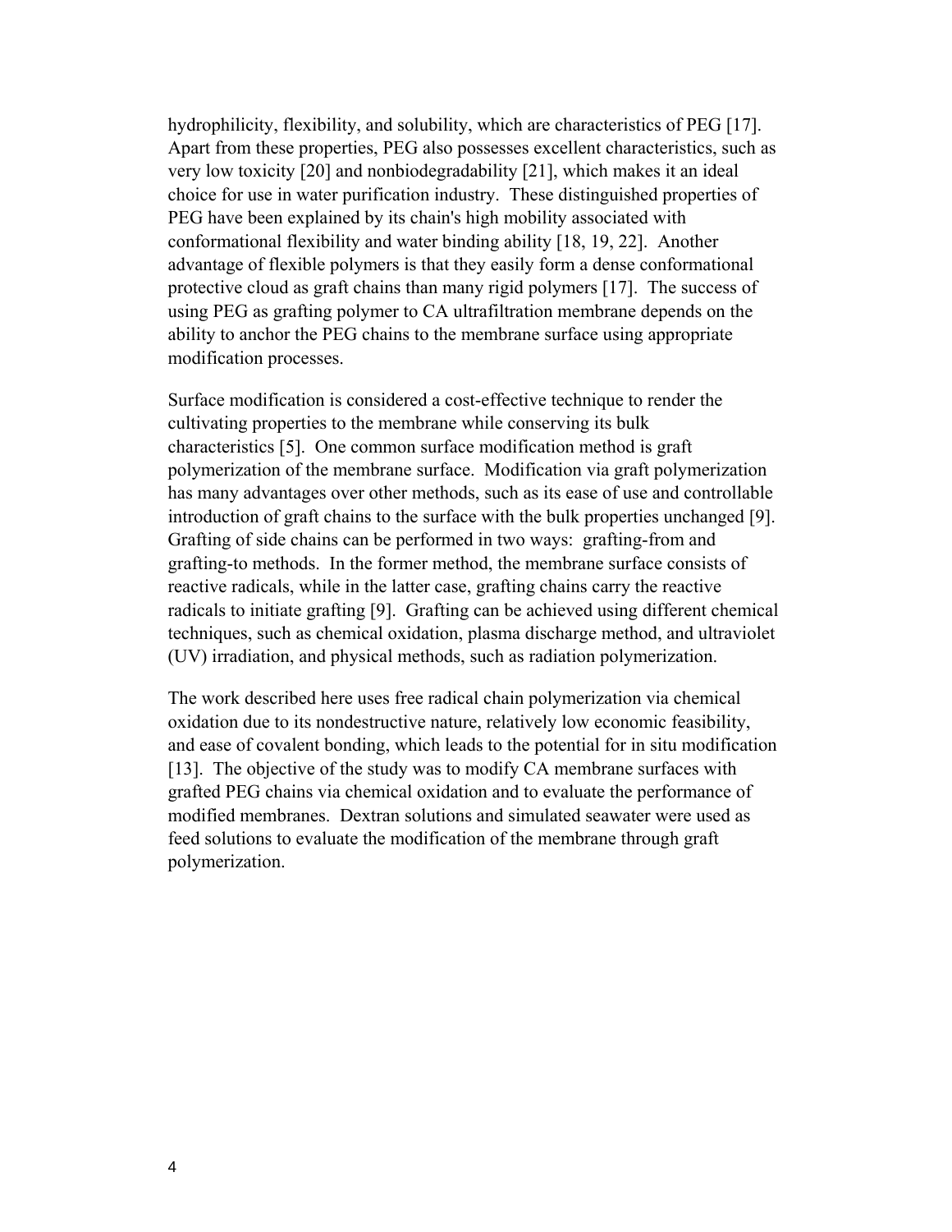hydrophilicity, flexibility, and solubility, which are characteristics of PEG [17]. Apart from these properties, PEG also possesses excellent characteristics, such as very low toxicity [20] and nonbiodegradability [21], which makes it an ideal choice for use in water purification industry. These distinguished properties of PEG have been explained by its chain's high mobility associated with conformational flexibility and water binding ability [18, 19, 22]. Another advantage of flexible polymers is that they easily form a dense conformational protective cloud as graft chains than many rigid polymers [17]. The success of using PEG as grafting polymer to CA ultrafiltration membrane depends on the ability to anchor the PEG chains to the membrane surface using appropriate modification processes.

Surface modification is considered a cost-effective technique to render the cultivating properties to the membrane while conserving its bulk characteristics [5]. One common surface modification method is graft polymerization of the membrane surface. Modification via graft polymerization has many advantages over other methods, such as its ease of use and controllable introduction of graft chains to the surface with the bulk properties unchanged [9]. Grafting of side chains can be performed in two ways: grafting-from and grafting-to methods. In the former method, the membrane surface consists of reactive radicals, while in the latter case, grafting chains carry the reactive radicals to initiate grafting [9]. Grafting can be achieved using different chemical techniques, such as chemical oxidation, plasma discharge method, and ultraviolet (UV) irradiation, and physical methods, such as radiation polymerization.

The work described here uses free radical chain polymerization via chemical oxidation due to its nondestructive nature, relatively low economic feasibility, and ease of covalent bonding, which leads to the potential for in situ modification [13]. The objective of the study was to modify CA membrane surfaces with grafted PEG chains via chemical oxidation and to evaluate the performance of modified membranes. Dextran solutions and simulated seawater were used as feed solutions to evaluate the modification of the membrane through graft polymerization.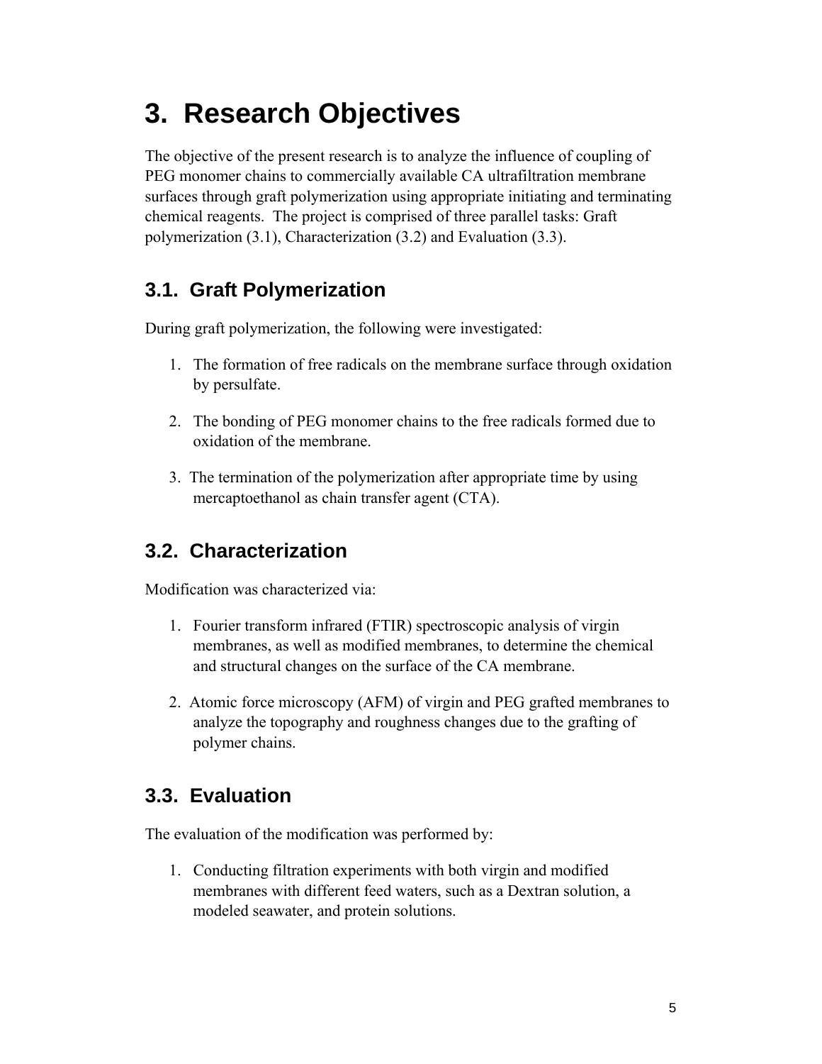# 3. Research Objectives

The objective of the present research is to analyze the influence of coupling of PEG monomer chains to commercially available CA ultrafiltration membrane surfaces through graft polymerization using appropriate initiating and terminating chemical reagents.  The project is comprised of three parallel tasks: Graft polymerization (3.1), Characterization (3.2) and Evaluation (3.3).

## 3.1. Graft Polymerization

During graft polymerization, the following were investigated:

1. The formation of free radicals on the membrane surface through oxidation by persulfate.
2. The bonding of PEG monomer chains to the free radicals formed due to oxidation of the membrane.
3. The termination of the polymerization after appropriate time by using mercaptoethanol as chain transfer agent (CTA).

## 3.2. Characterization

Modification was characterized via:

1. Fourier transform infrared (FTIR) spectroscopic analysis of virgin membranes, as well as modified membranes, to determine the chemical and structural changes on the surface of the CA membrane.
2. Atomic force microscopy (AFM) of virgin and PEG grafted membranes to analyze the topography and roughness changes due to the grafting of polymer chains.

## 3.3. Evaluation

The evaluation of the modification was performed by:

1. Conducting filtration experiments with both virgin and modified membranes with different feed waters, such as a Dextran solution, a modeled seawater, and protein solutions.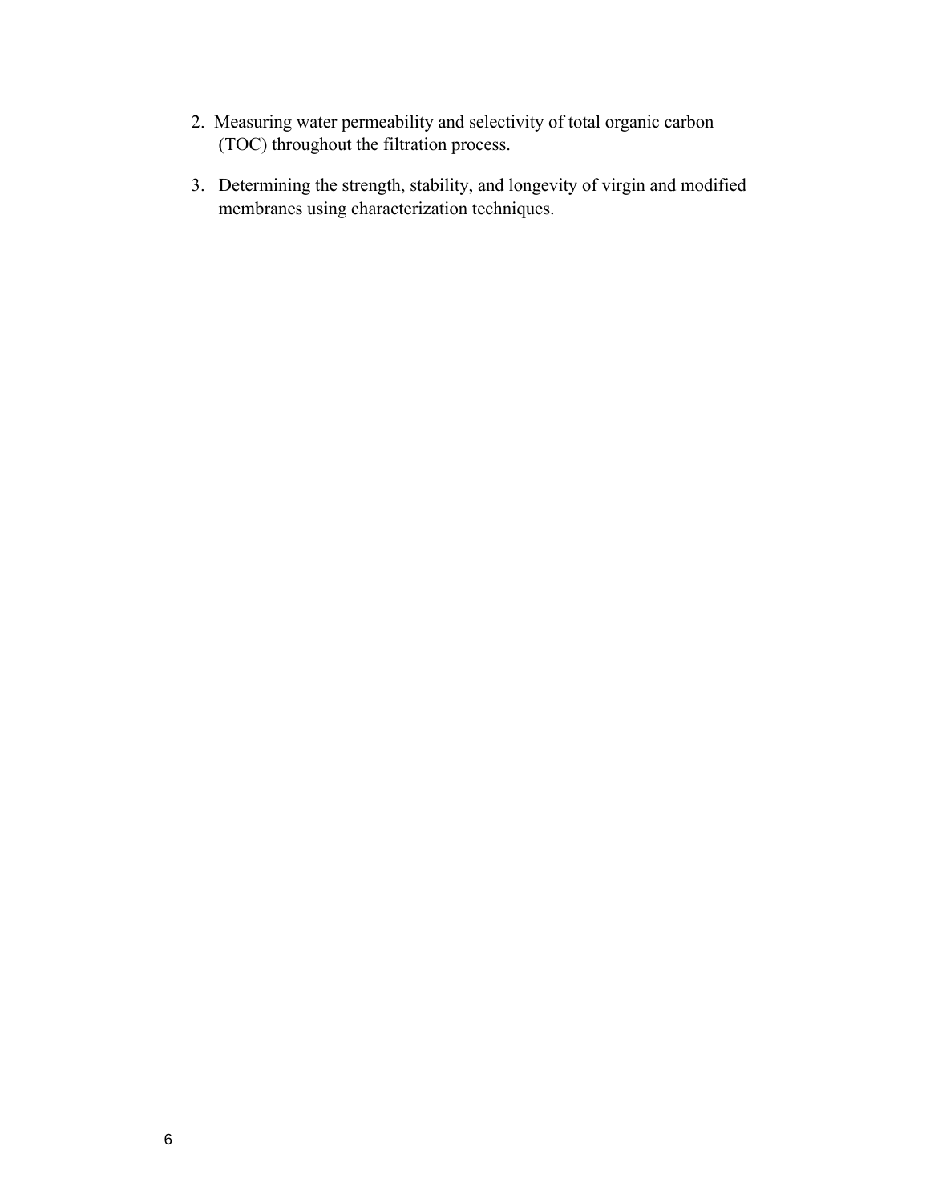2. Measuring water permeability and selectivity of total organic carbon (TOC) throughout the filtration process.

3. Determining the strength, stability, and longevity of virgin and modified membranes using characterization techniques.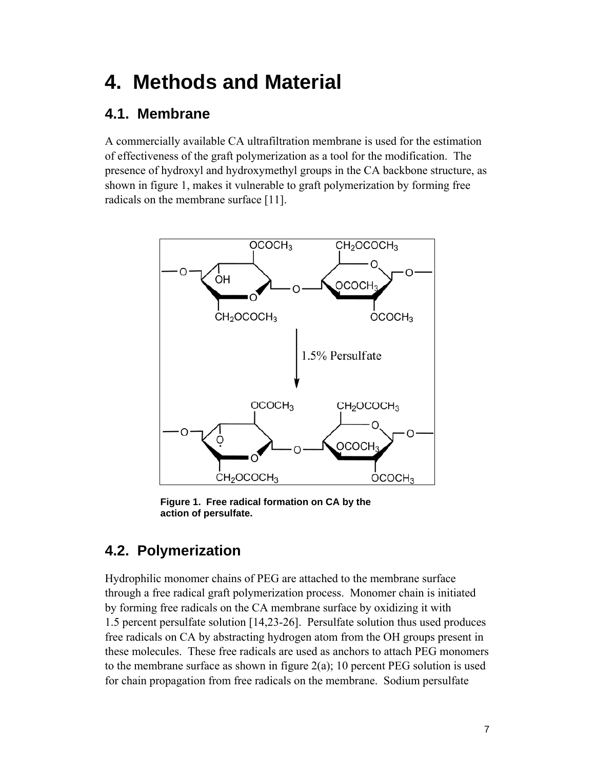# 4. Methods and Material

## 4.1. Membrane

A commercially available CA ultrafiltration membrane is used for the estimation of effectiveness of the graft polymerization as a tool for the modification. The presence of hydroxyl and hydroxymethyl groups in the CA backbone structure, as shown in figure 1, makes it vulnerable to graft polymerization by forming free radicals on the membrane surface [11].

**Figure 1. Free radical formation on CA by the action of persulfate.**

## 4.2. Polymerization

Hydrophilic monomer chains of PEG are attached to the membrane surface through a free radical graft polymerization process. Monomer chain is initiated by forming free radicals on the CA membrane surface by oxidizing it with 1.5 percent persulfate solution [14,23-26]. Persulfate solution thus used produces free radicals on CA by abstracting hydrogen atom from the OH groups present in these molecules. These free radicals are used as anchors to attach PEG monomers to the membrane surface as shown in figure 2(a); 10 percent PEG solution is used for chain propagation from free radicals on the membrane. Sodium persulfate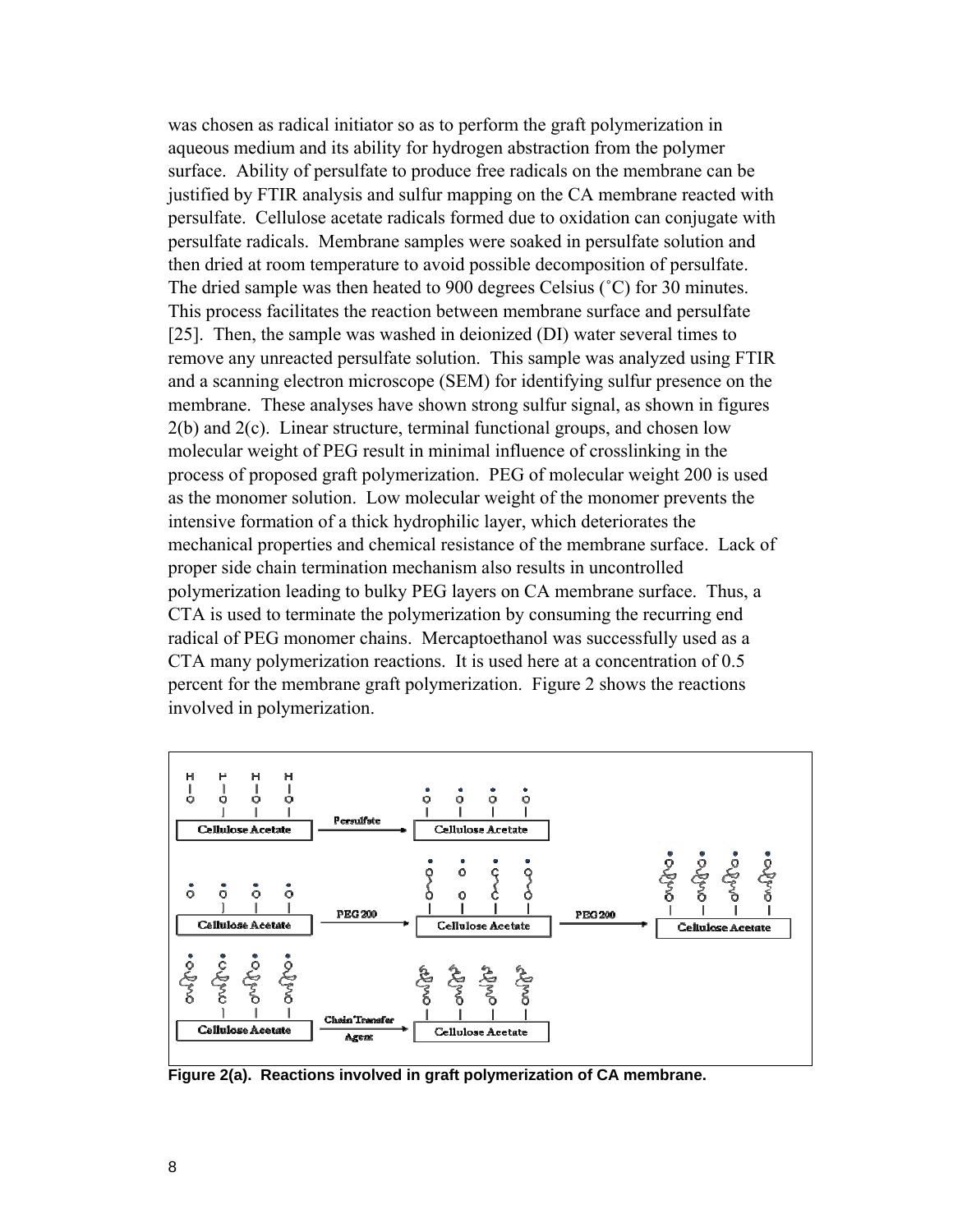was chosen as radical initiator so as to perform the graft polymerization in aqueous medium and its ability for hydrogen abstraction from the polymer surface. Ability of persulfate to produce free radicals on the membrane can be justified by FTIR analysis and sulfur mapping on the CA membrane reacted with persulfate. Cellulose acetate radicals formed due to oxidation can conjugate with persulfate radicals. Membrane samples were soaked in persulfate solution and then dried at room temperature to avoid possible decomposition of persulfate. The dried sample was then heated to 900 degrees Celsius (˚C) for 30 minutes. This process facilitates the reaction between membrane surface and persulfate [25]. Then, the sample was washed in deionized (DI) water several times to remove any unreacted persulfate solution. This sample was analyzed using FTIR and a scanning electron microscope (SEM) for identifying sulfur presence on the membrane. These analyses have shown strong sulfur signal, as shown in figures 2(b) and 2(c). Linear structure, terminal functional groups, and chosen low molecular weight of PEG result in minimal influence of crosslinking in the process of proposed graft polymerization. PEG of molecular weight 200 is used as the monomer solution. Low molecular weight of the monomer prevents the intensive formation of a thick hydrophilic layer, which deteriorates the mechanical properties and chemical resistance of the membrane surface. Lack of proper side chain termination mechanism also results in uncontrolled polymerization leading to bulky PEG layers on CA membrane surface. Thus, a CTA is used to terminate the polymerization by consuming the recurring end radical of PEG monomer chains. Mercaptoethanol was successfully used as a CTA many polymerization reactions. It is used here at a concentration of 0.5 percent for the membrane graft polymerization. Figure 2 shows the reactions involved in polymerization.

**Figure 2(a). Reactions involved in graft polymerization of CA membrane.**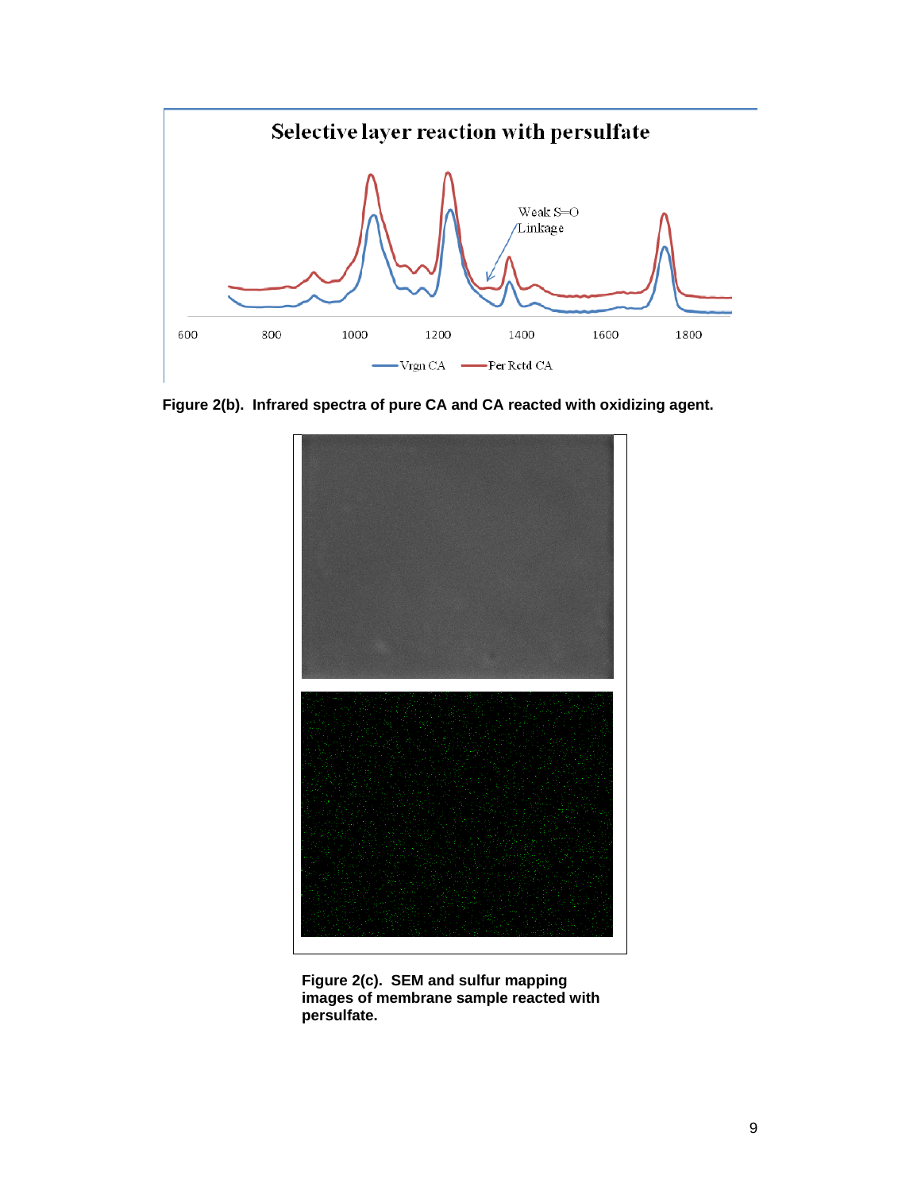Figure 2(b). Infrared spectra of pure CA and CA reacted with oxidizing agent.

Figure 2(c). SEM and sulfur mapping images of membrane sample reacted with persulfate.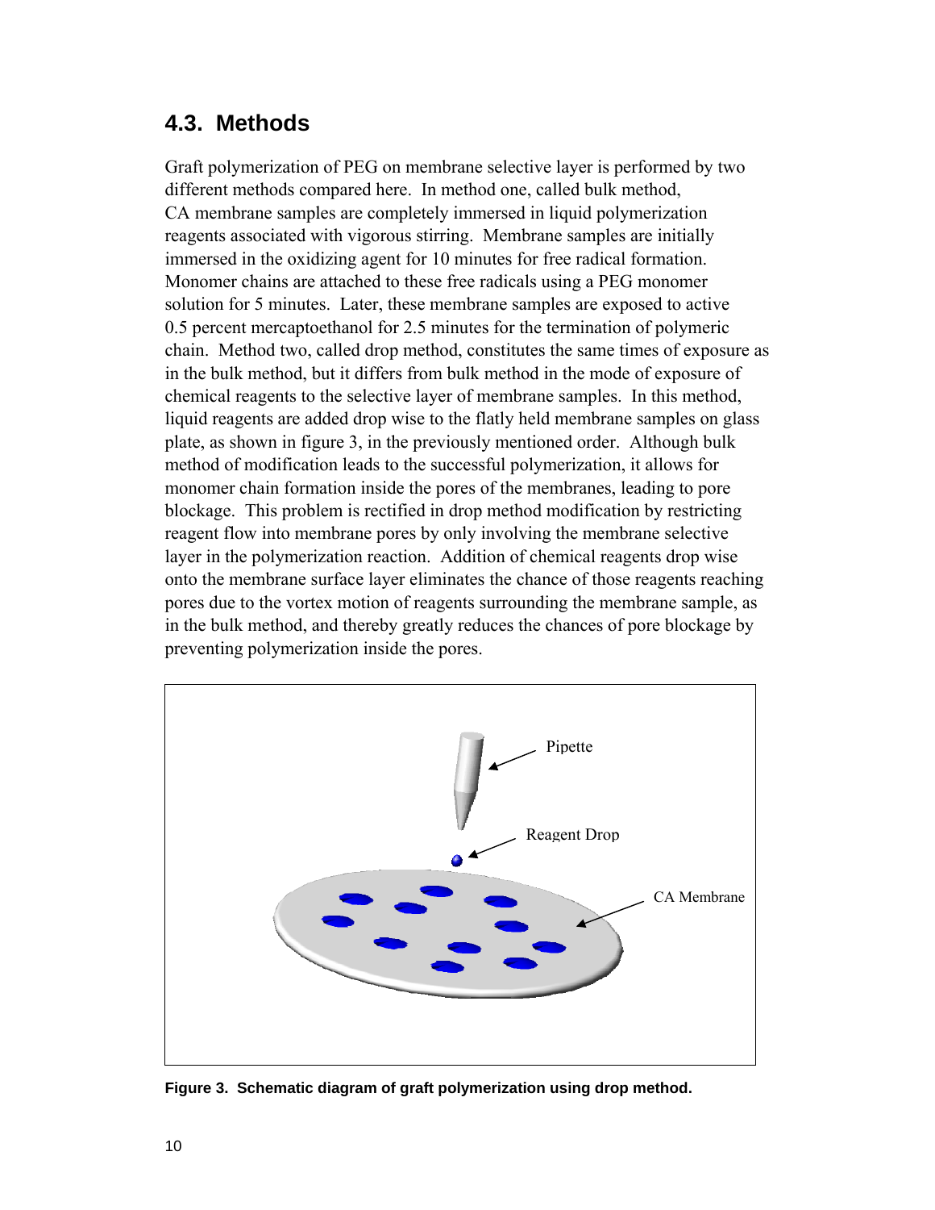## 4.3. Methods

Graft polymerization of PEG on membrane selective layer is performed by two different methods compared here. In method one, called bulk method, CA membrane samples are completely immersed in liquid polymerization reagents associated with vigorous stirring. Membrane samples are initially immersed in the oxidizing agent for 10 minutes for free radical formation. Monomer chains are attached to these free radicals using a PEG monomer solution for 5 minutes. Later, these membrane samples are exposed to active 0.5 percent mercaptoethanol for 2.5 minutes for the termination of polymeric chain. Method two, called drop method, constitutes the same times of exposure as in the bulk method, but it differs from bulk method in the mode of exposure of chemical reagents to the selective layer of membrane samples. In this method, liquid reagents are added drop wise to the flatly held membrane samples on glass plate, as shown in figure 3, in the previously mentioned order. Although bulk method of modification leads to the successful polymerization, it allows for monomer chain formation inside the pores of the membranes, leading to pore blockage. This problem is rectified in drop method modification by restricting reagent flow into membrane pores by only involving the membrane selective layer in the polymerization reaction. Addition of chemical reagents drop wise onto the membrane surface layer eliminates the chance of those reagents reaching pores due to the vortex motion of reagents surrounding the membrane sample, as in the bulk method, and thereby greatly reduces the chances of pore blockage by preventing polymerization inside the pores.

**Figure 3. Schematic diagram of graft polymerization using drop method.**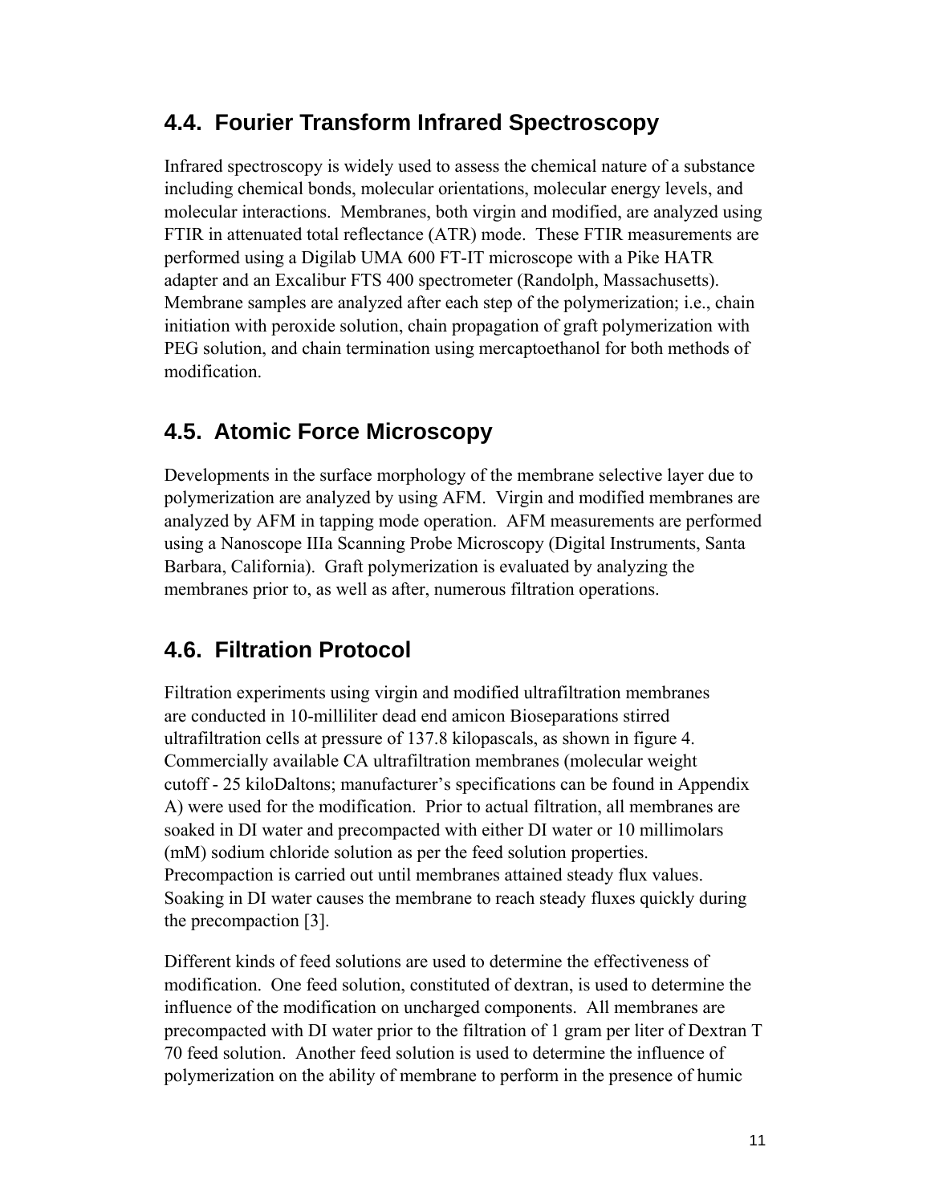## 4.4. Fourier Transform Infrared Spectroscopy

Infrared spectroscopy is widely used to assess the chemical nature of a substance including chemical bonds, molecular orientations, molecular energy levels, and molecular interactions. Membranes, both virgin and modified, are analyzed using FTIR in attenuated total reflectance (ATR) mode. These FTIR measurements are performed using a Digilab UMA 600 FT-IT microscope with a Pike HATR adapter and an Excalibur FTS 400 spectrometer (Randolph, Massachusetts). Membrane samples are analyzed after each step of the polymerization; i.e., chain initiation with peroxide solution, chain propagation of graft polymerization with PEG solution, and chain termination using mercaptoethanol for both methods of modification.

## 4.5. Atomic Force Microscopy

Developments in the surface morphology of the membrane selective layer due to polymerization are analyzed by using AFM. Virgin and modified membranes are analyzed by AFM in tapping mode operation. AFM measurements are performed using a Nanoscope IIIa Scanning Probe Microscopy (Digital Instruments, Santa Barbara, California). Graft polymerization is evaluated by analyzing the membranes prior to, as well as after, numerous filtration operations.

## 4.6. Filtration Protocol

Filtration experiments using virgin and modified ultrafiltration membranes are conducted in 10-milliliter dead end amicon Bioseparations stirred ultrafiltration cells at pressure of 137.8 kilopascals, as shown in figure 4. Commercially available CA ultrafiltration membranes (molecular weight cutoff - 25 kiloDaltons; manufacturer's specifications can be found in Appendix A) were used for the modification. Prior to actual filtration, all membranes are soaked in DI water and precompacted with either DI water or 10 millimolars (mM) sodium chloride solution as per the feed solution properties. Precompaction is carried out until membranes attained steady flux values. Soaking in DI water causes the membrane to reach steady fluxes quickly during the precompaction [3].

Different kinds of feed solutions are used to determine the effectiveness of modification. One feed solution, constituted of dextran, is used to determine the influence of the modification on uncharged components. All membranes are precompacted with DI water prior to the filtration of 1 gram per liter of Dextran T 70 feed solution. Another feed solution is used to determine the influence of polymerization on the ability of membrane to perform in the presence of humic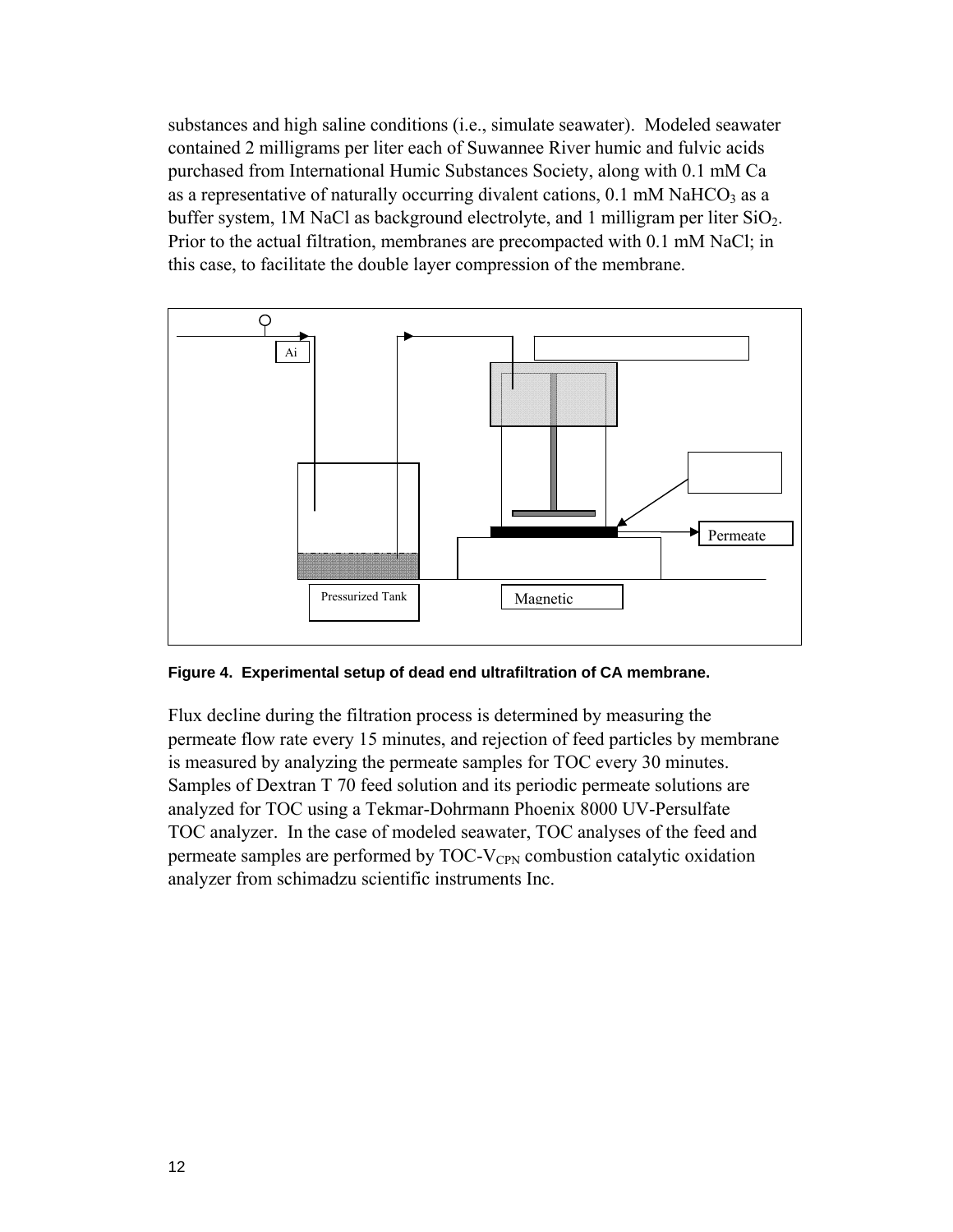substances and high saline conditions (i.e., simulate seawater). Modeled seawater contained 2 milligrams per liter each of Suwannee River humic and fulvic acids purchased from International Humic Substances Society, along with 0.1 mM Ca as a representative of naturally occurring divalent cations, 0.1 mM $NaHCO_3$ as a buffer system, 1M NaCl as background electrolyte, and 1 milligram per liter $SiO_2$. Prior to the actual filtration, membranes are precompacted with 0.1 mM NaCl; in this case, to facilitate the double layer compression of the membrane.

Ai

Permeate

Pressurized Tank

Magnetic

**Figure 4. Experimental setup of dead end ultrafiltration of CA membrane.**

Flux decline during the filtration process is determined by measuring the permeate flow rate every 15 minutes, and rejection of feed particles by membrane is measured by analyzing the permeate samples for TOC every 30 minutes. Samples of Dextran T 70 feed solution and its periodic permeate solutions are analyzed for TOC using a Tekmar-Dohrmann Phoenix 8000 UV-Persulfate TOC analyzer. In the case of modeled seawater, TOC analyses of the feed and permeate samples are performed by TOC-$V_{CPN}$ combustion catalytic oxidation analyzer from schimadzu scientific instruments Inc.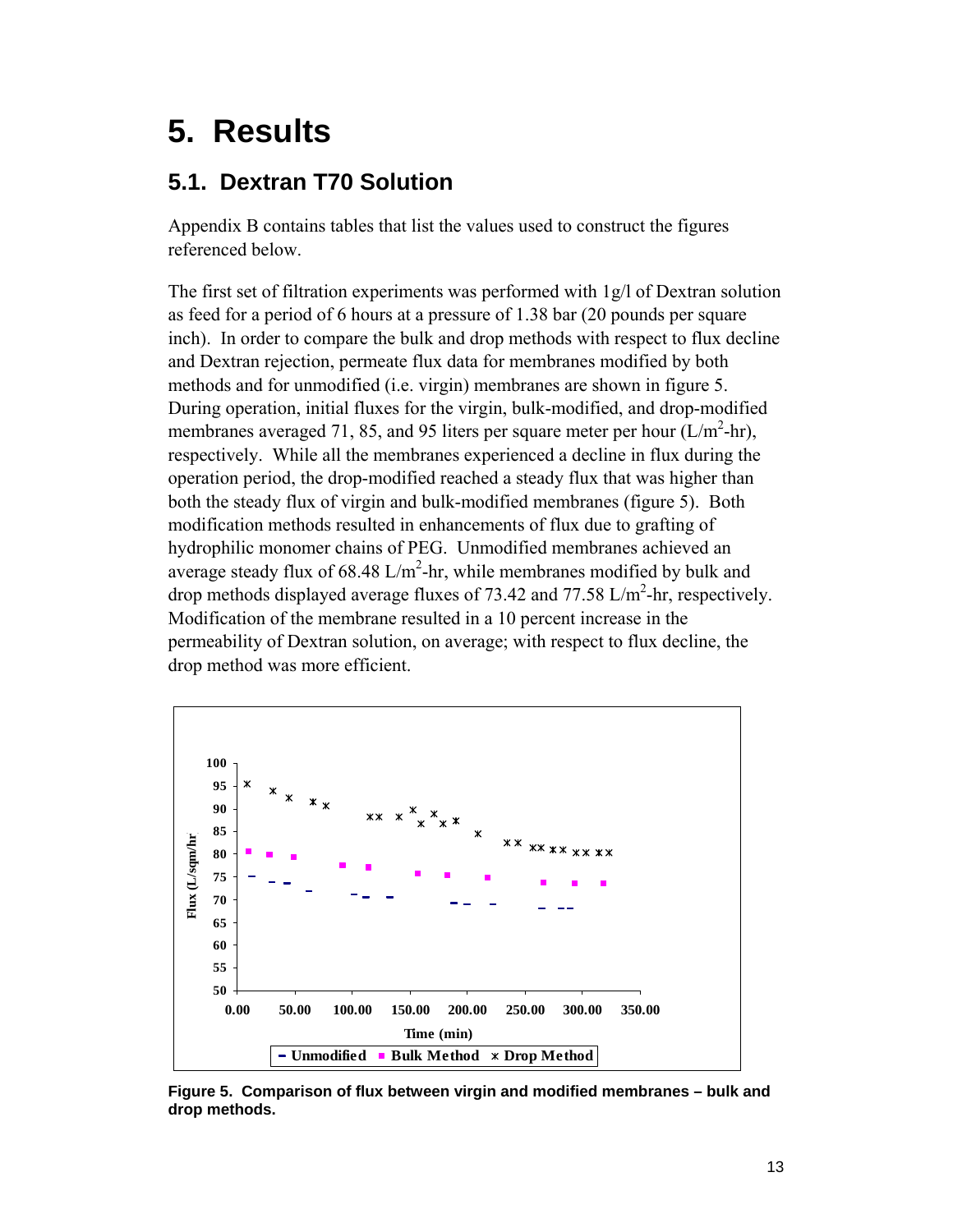# 5. Results

## 5.1. Dextran T70 Solution

Appendix B contains tables that list the values used to construct the figures referenced below.

The first set of filtration experiments was performed with 1g/l of Dextran solution as feed for a period of 6 hours at a pressure of 1.38 bar (20 pounds per square inch). In order to compare the bulk and drop methods with respect to flux decline and Dextran rejection, permeate flux data for membranes modified by both methods and for unmodified (i.e. virgin) membranes are shown in figure 5. During operation, initial fluxes for the virgin, bulk-modified, and drop-modified membranes averaged 71, 85, and 95 liters per square meter per hour ($L/m^2$-hr), respectively. While all the membranes experienced a decline in flux during the operation period, the drop-modified reached a steady flux that was higher than both the steady flux of virgin and bulk-modified membranes (figure 5). Both modification methods resulted in enhancements of flux due to grafting of hydrophilic monomer chains of PEG. Unmodified membranes achieved an average steady flux of 68.48 $L/m^2$-hr, while membranes modified by bulk and drop methods displayed average fluxes of 73.42 and 77.58 $L/m^2$-hr, respectively. Modification of the membrane resulted in a 10 percent increase in the permeability of Dextran solution, on average; with respect to flux decline, the drop method was more efficient.

**Figure 5. Comparison of flux between virgin and modified membranes – bulk and drop methods.**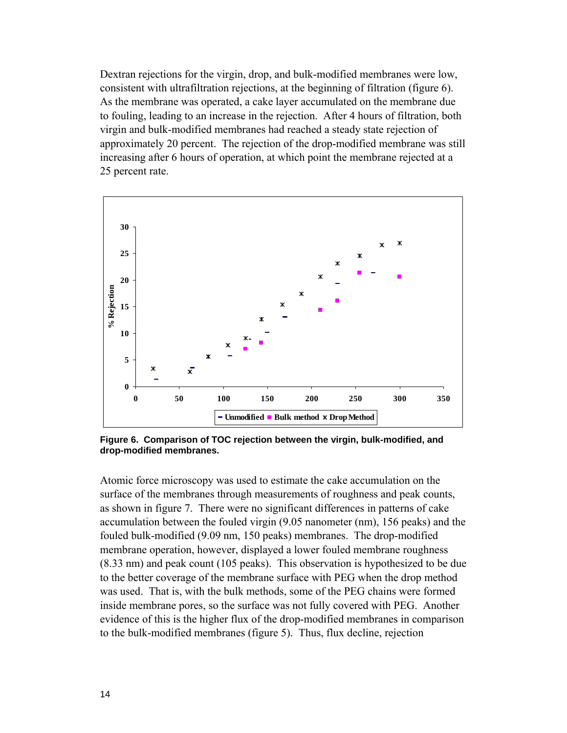Dextran rejections for the virgin, drop, and bulk-modified membranes were low, consistent with ultrafiltration rejections, at the beginning of filtration (figure 6). As the membrane was operated, a cake layer accumulated on the membrane due to fouling, leading to an increase in the rejection. After 4 hours of filtration, both virgin and bulk-modified membranes had reached a steady state rejection of approximately 20 percent. The rejection of the drop-modified membrane was still increasing after 6 hours of operation, at which point the membrane rejected at a 25 percent rate.

**Figure 6. Comparison of TOC rejection between the virgin, bulk-modified, and drop-modified membranes.**

Atomic force microscopy was used to estimate the cake accumulation on the surface of the membranes through measurements of roughness and peak counts, as shown in figure 7. There were no significant differences in patterns of cake accumulation between the fouled virgin (9.05 nanometer (nm), 156 peaks) and the fouled bulk-modified (9.09 nm, 150 peaks) membranes. The drop-modified membrane operation, however, displayed a lower fouled membrane roughness (8.33 nm) and peak count (105 peaks). This observation is hypothesized to be due to the better coverage of the membrane surface with PEG when the drop method was used. That is, with the bulk methods, some of the PEG chains were formed inside membrane pores, so the surface was not fully covered with PEG. Another evidence of this is the higher flux of the drop-modified membranes in comparison to the bulk-modified membranes (figure 5). Thus, flux decline, rejection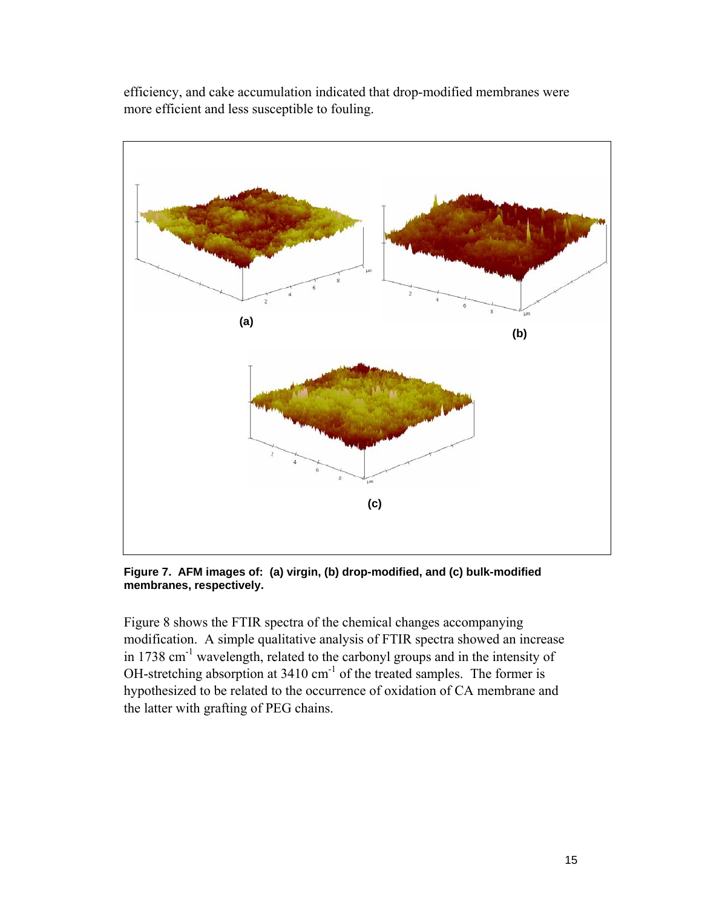efficiency, and cake accumulation indicated that drop-modified membranes were more efficient and less susceptible to fouling.

**Figure 7. AFM images of: (a) virgin, (b) drop-modified, and (c) bulk-modified membranes, respectively.**

Figure 8 shows the FTIR spectra of the chemical changes accompanying modification. A simple qualitative analysis of FTIR spectra showed an increase in 1738 $cm^{-1}$ wavelength, related to the carbonyl groups and in the intensity of OH-stretching absorption at 3410 $cm^{-1}$ of the treated samples. The former is hypothesized to be related to the occurrence of oxidation of CA membrane and the latter with grafting of PEG chains.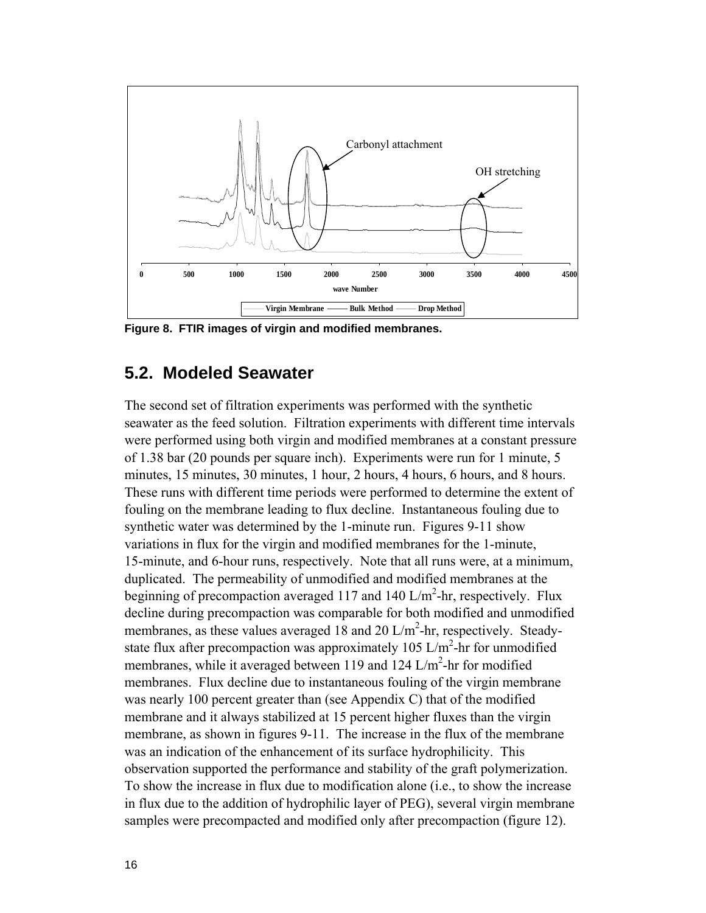Figure 8. FTIR images of virgin and modified membranes.

## 5.2. Modeled Seawater

The second set of filtration experiments was performed with the synthetic seawater as the feed solution. Filtration experiments with different time intervals were performed using both virgin and modified membranes at a constant pressure of 1.38 bar (20 pounds per square inch). Experiments were run for 1 minute, 5 minutes, 15 minutes, 30 minutes, 1 hour, 2 hours, 4 hours, 6 hours, and 8 hours. These runs with different time periods were performed to determine the extent of fouling on the membrane leading to flux decline. Instantaneous fouling due to synthetic water was determined by the 1-minute run. Figures 9-11 show variations in flux for the virgin and modified membranes for the 1-minute, 15-minute, and 6-hour runs, respectively. Note that all runs were, at a minimum, duplicated. The permeability of unmodified and modified membranes at the beginning of precompaction averaged 117 and 140 L/$m^2$-hr, respectively. Flux decline during precompaction was comparable for both modified and unmodified membranes, as these values averaged 18 and 20 L/$m^2$-hr, respectively. Steady-state flux after precompaction was approximately 105 L/$m^2$-hr for unmodified membranes, while it averaged between 119 and 124 L/$m^2$-hr for modified membranes. Flux decline due to instantaneous fouling of the virgin membrane was nearly 100 percent greater than (see Appendix C) that of the modified membrane and it always stabilized at 15 percent higher fluxes than the virgin membrane, as shown in figures 9-11. The increase in the flux of the membrane was an indication of the enhancement of its surface hydrophilicity. This observation supported the performance and stability of the graft polymerization. To show the increase in flux due to modification alone (i.e., to show the increase in flux due to the addition of hydrophilic layer of PEG), several virgin membrane samples were precompacted and modified only after precompaction (figure 12).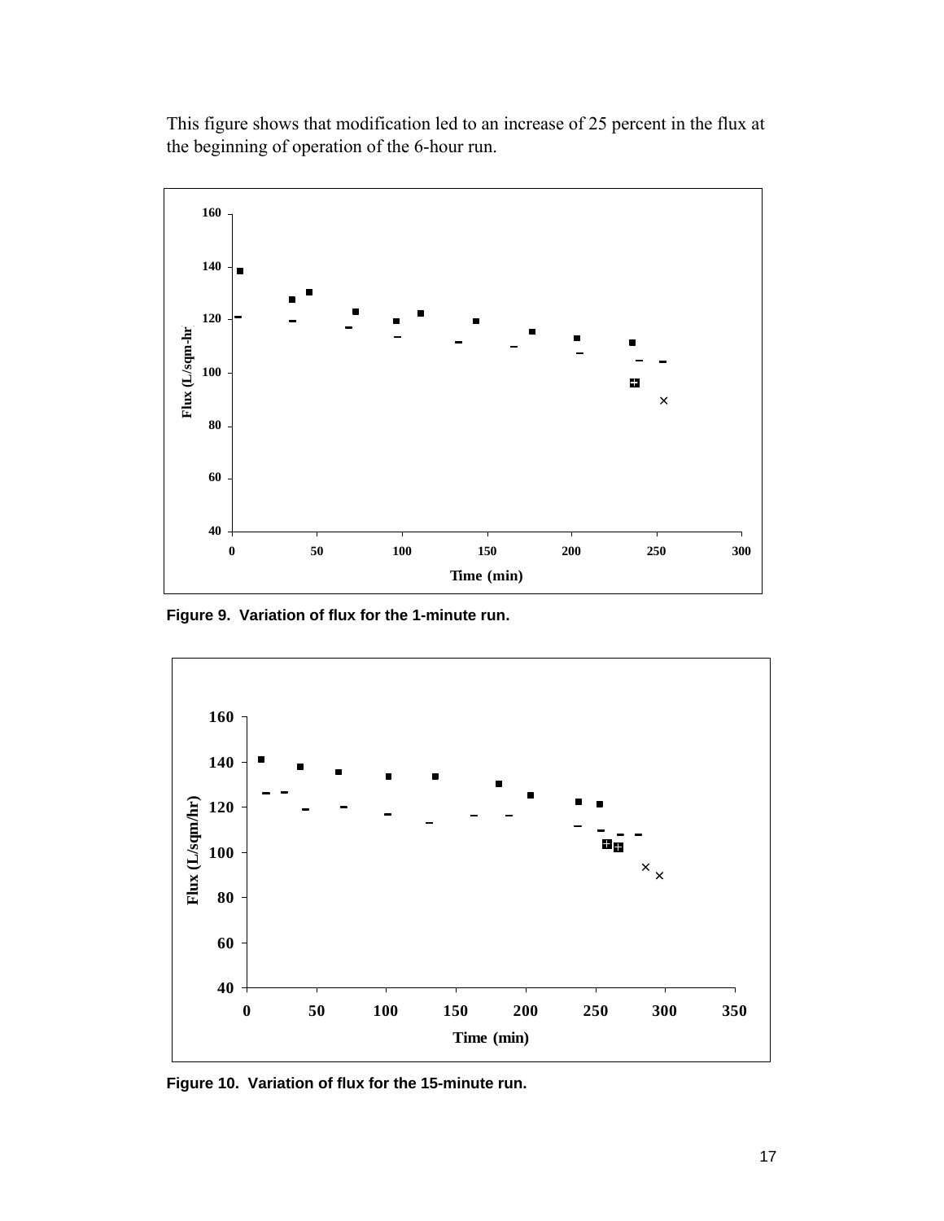This figure shows that modification led to an increase of 25 percent in the flux at the beginning of operation of the 6-hour run.

**Figure 9. Variation of flux for the 1-minute run.**

**Figure 10. Variation of flux for the 15-minute run.**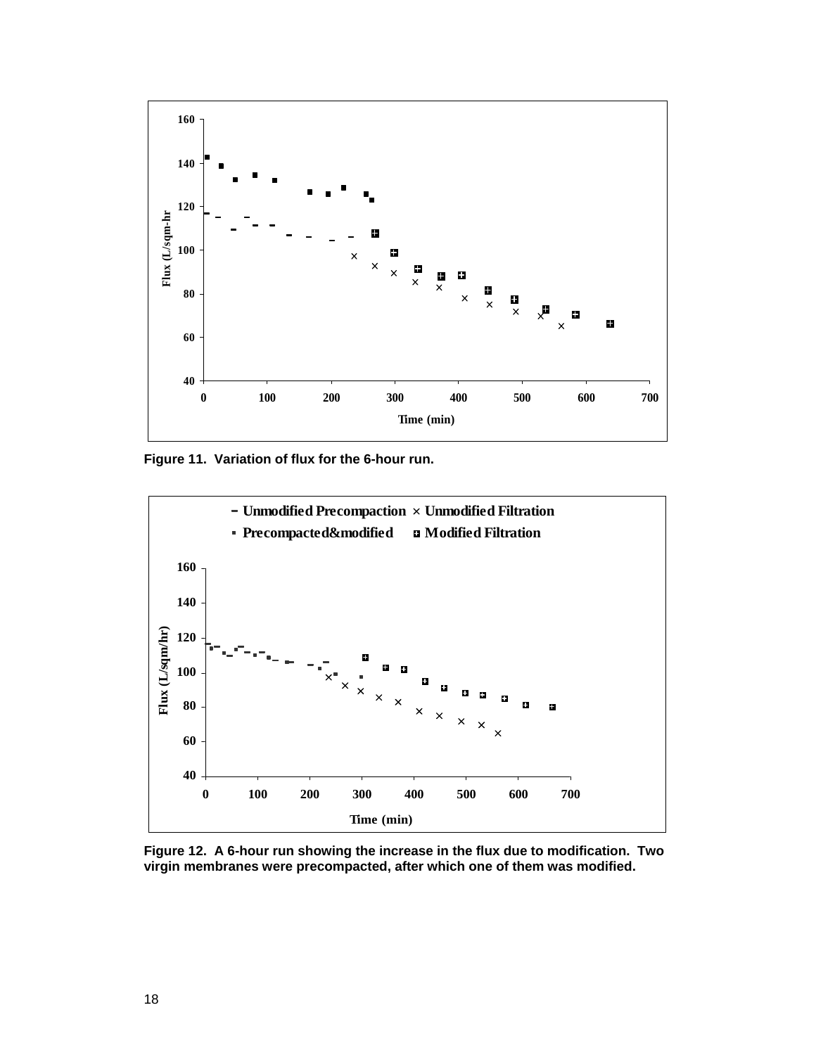Figure 11. Variation of flux for the 6-hour run.

Figure 12. A 6-hour run showing the increase in the flux due to modification. Two virgin membranes were precompacted, after which one of them was modified.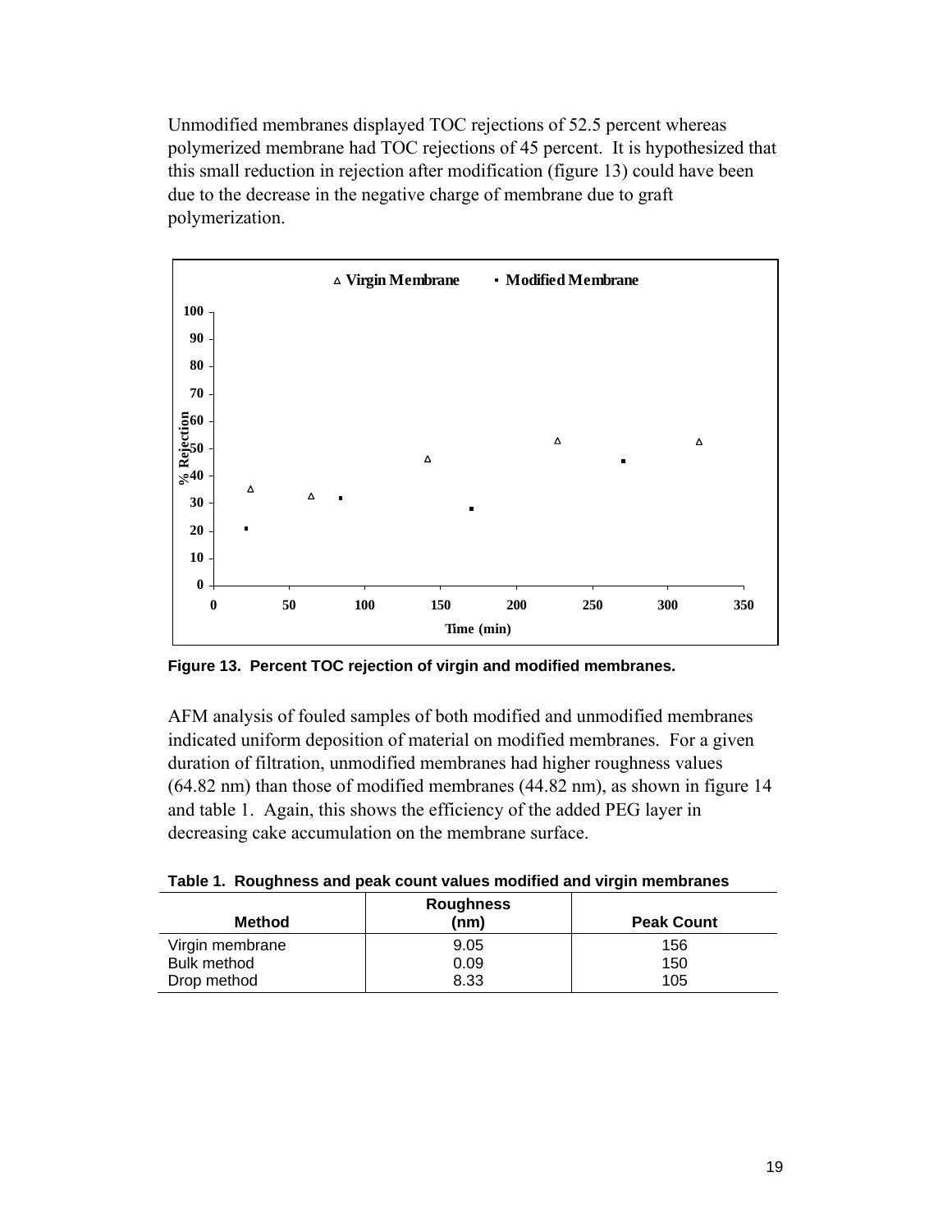Unmodified membranes displayed TOC rejections of 52.5 percent whereas polymerized membrane had TOC rejections of 45 percent. It is hypothesized that this small reduction in rejection after modification (figure 13) could have been due to the decrease in the negative charge of membrane due to graft polymerization.

**Figure 13. Percent TOC rejection of virgin and modified membranes.**

AFM analysis of fouled samples of both modified and unmodified membranes indicated uniform deposition of material on modified membranes. For a given duration of filtration, unmodified membranes had higher roughness values (64.82 nm) than those of modified membranes (44.82 nm), as shown in figure 14 and table 1. Again, this shows the efficiency of the added PEG layer in decreasing cake accumulation on the membrane surface.

**Table 1. Roughness and peak count values modified and virgin membranes**

| Method | Roughness (nm) | Peak Count |
|---|---|---|
| Virgin membrane | 9.05 | 156 |
| Bulk method | 0.09 | 150 |
| Drop method | 8.33 | 105 |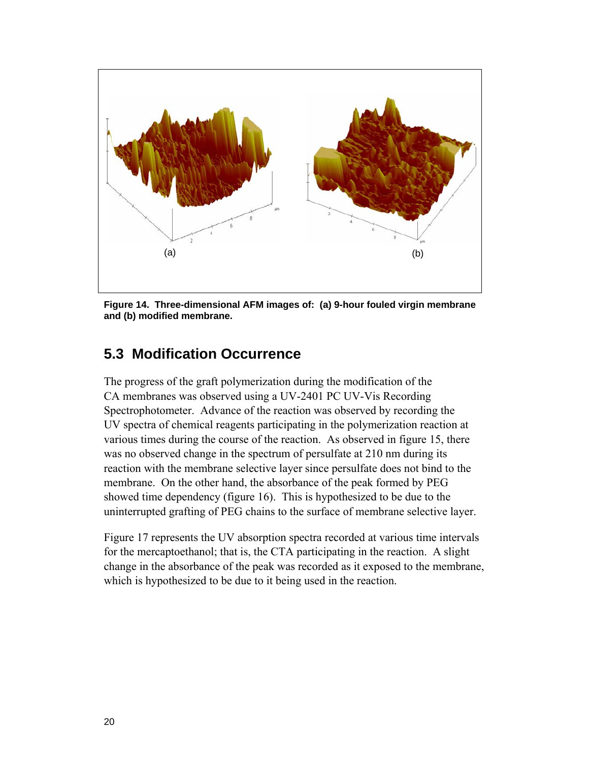Figure 14. Three-dimensional AFM images of: (a) 9-hour fouled virgin membrane and (b) modified membrane.

## 5.3 Modification Occurrence

The progress of the graft polymerization during the modification of the CA membranes was observed using a UV-2401 PC UV-Vis Recording Spectrophotometer. Advance of the reaction was observed by recording the UV spectra of chemical reagents participating in the polymerization reaction at various times during the course of the reaction. As observed in figure 15, there was no observed change in the spectrum of persulfate at 210 nm during its reaction with the membrane selective layer since persulfate does not bind to the membrane. On the other hand, the absorbance of the peak formed by PEG showed time dependency (figure 16). This is hypothesized to be due to the uninterrupted grafting of PEG chains to the surface of membrane selective layer.

Figure 17 represents the UV absorption spectra recorded at various time intervals for the mercaptoethanol; that is, the CTA participating in the reaction. A slight change in the absorbance of the peak was recorded as it exposed to the membrane, which is hypothesized to be due to it being used in the reaction.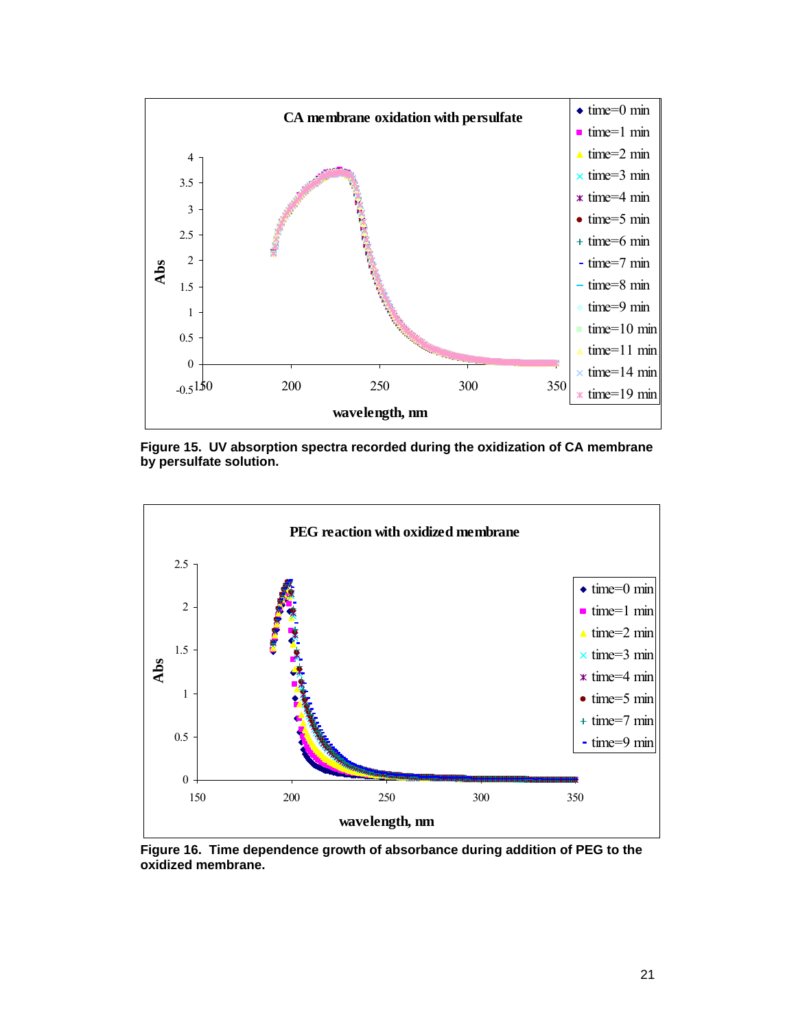**Figure 15. UV absorption spectra recorded during the oxidization of CA membrane by persulfate solution.**

**Figure 16. Time dependence growth of absorbance during addition of PEG to the oxidized membrane.**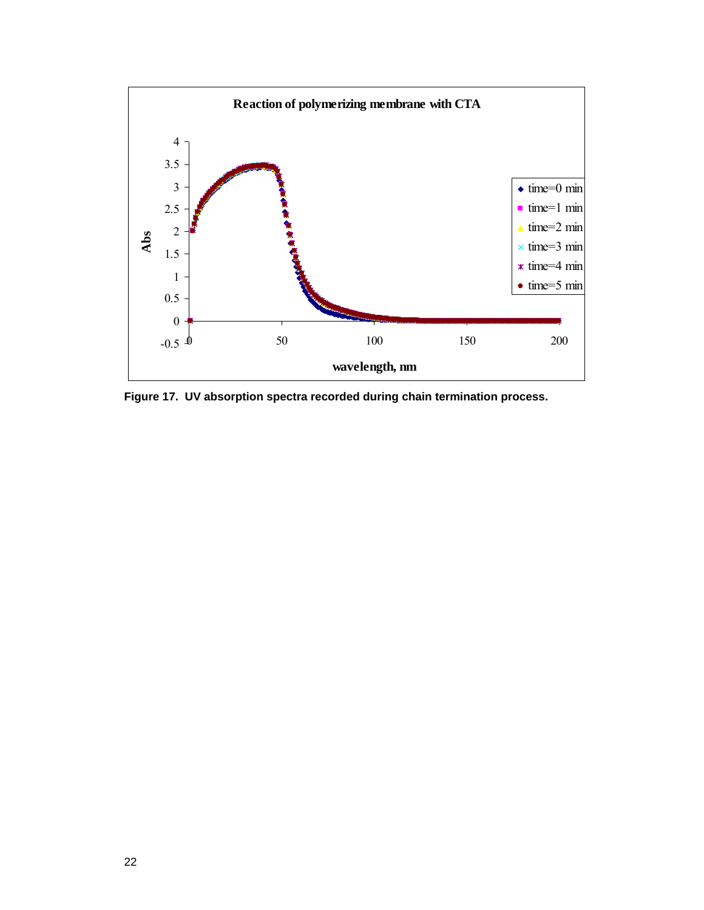**Figure 17. UV absorption spectra recorded during chain termination process.**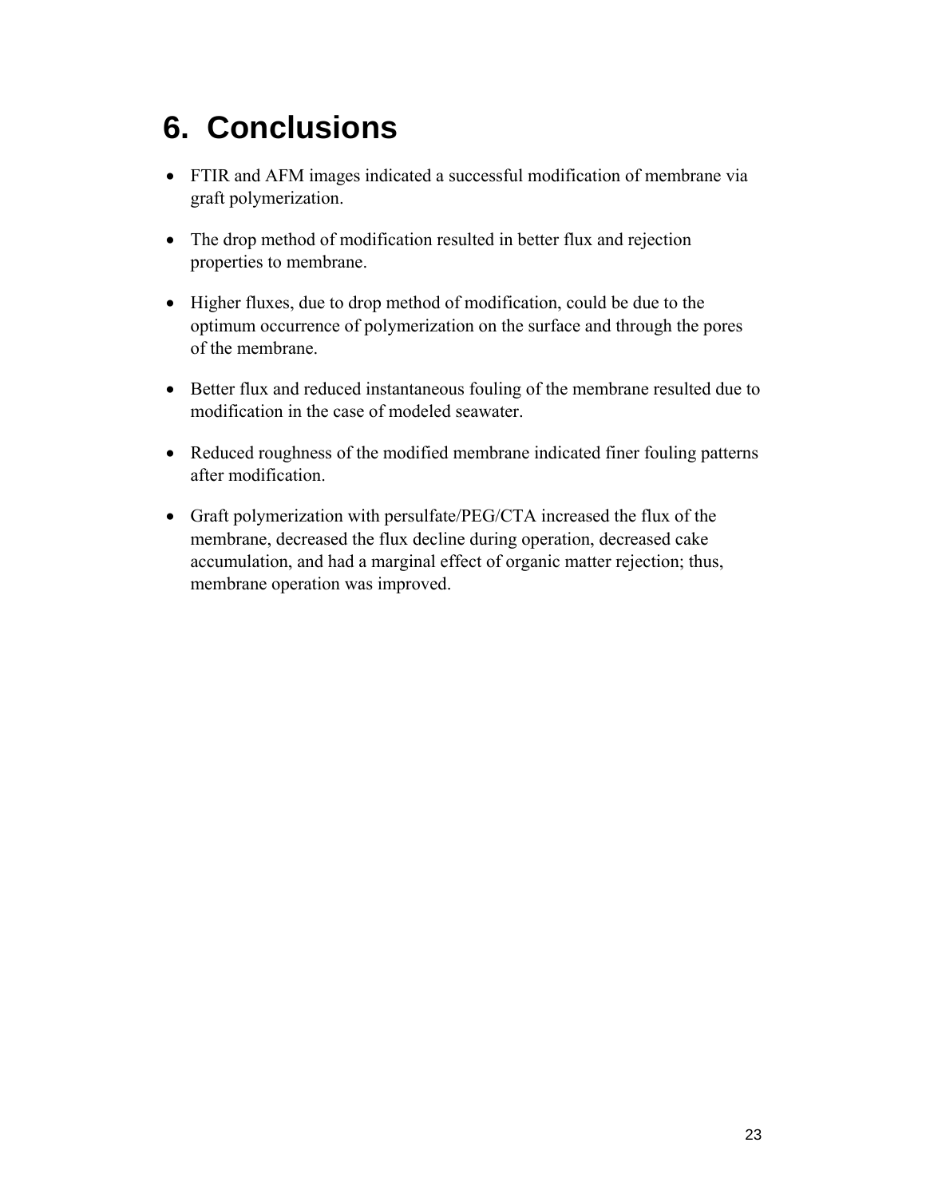# 6. Conclusions

- FTIR and AFM images indicated a successful modification of membrane via graft polymerization.
- The drop method of modification resulted in better flux and rejection properties to membrane.
- Higher fluxes, due to drop method of modification, could be due to the optimum occurrence of polymerization on the surface and through the pores of the membrane.
- Better flux and reduced instantaneous fouling of the membrane resulted due to modification in the case of modeled seawater.
- Reduced roughness of the modified membrane indicated finer fouling patterns after modification.
- Graft polymerization with persulfate/PEG/CTA increased the flux of the membrane, decreased the flux decline during operation, decreased cake accumulation, and had a marginal effect of organic matter rejection; thus, membrane operation was improved.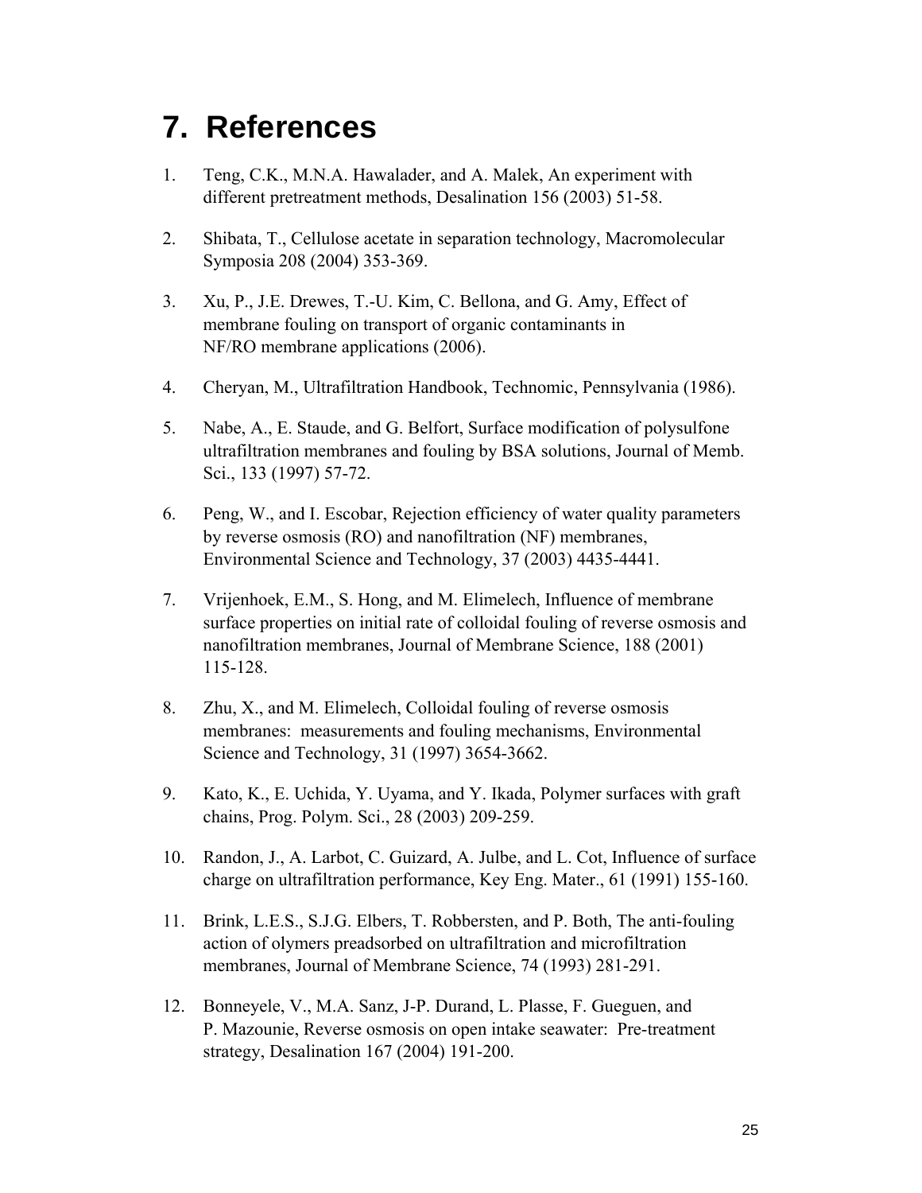# 7. References

1. Teng, C.K., M.N.A. Hawalader, and A. Malek, An experiment with different pretreatment methods, Desalination 156 (2003) 51-58.

2. Shibata, T., Cellulose acetate in separation technology, Macromolecular Symposia 208 (2004) 353-369.

3. Xu, P., J.E. Drewes, T.-U. Kim, C. Bellona, and G. Amy, Effect of membrane fouling on transport of organic contaminants in NF/RO membrane applications (2006).

4. Cheryan, M., Ultrafiltration Handbook, Technomic, Pennsylvania (1986).

5. Nabe, A., E. Staude, and G. Belfort, Surface modification of polysulfone ultrafiltration membranes and fouling by BSA solutions, Journal of Memb. Sci., 133 (1997) 57-72.

6. Peng, W., and I. Escobar, Rejection efficiency of water quality parameters by reverse osmosis (RO) and nanofiltration (NF) membranes, Environmental Science and Technology, 37 (2003) 4435-4441.

7. Vrijenhoek, E.M., S. Hong, and M. Elimelech, Influence of membrane surface properties on initial rate of colloidal fouling of reverse osmosis and nanofiltration membranes, Journal of Membrane Science, 188 (2001) 115-128.

8. Zhu, X., and M. Elimelech, Colloidal fouling of reverse osmosis membranes: measurements and fouling mechanisms, Environmental Science and Technology, 31 (1997) 3654-3662.

9. Kato, K., E. Uchida, Y. Uyama, and Y. Ikada, Polymer surfaces with graft chains, Prog. Polym. Sci., 28 (2003) 209-259.

10. Randon, J., A. Larbot, C. Guizard, A. Julbe, and L. Cot, Influence of surface charge on ultrafiltration performance, Key Eng. Mater., 61 (1991) 155-160.

11. Brink, L.E.S., S.J.G. Elbers, T. Robbersten, and P. Both, The anti-fouling action of olymers preadsorbed on ultrafiltration and microfiltration membranes, Journal of Membrane Science, 74 (1993) 281-291.

12. Bonneyele, V., M.A. Sanz, J-P. Durand, L. Plasse, F. Gueguen, and P. Mazounie, Reverse osmosis on open intake seawater: Pre-treatment strategy, Desalination 167 (2004) 191-200.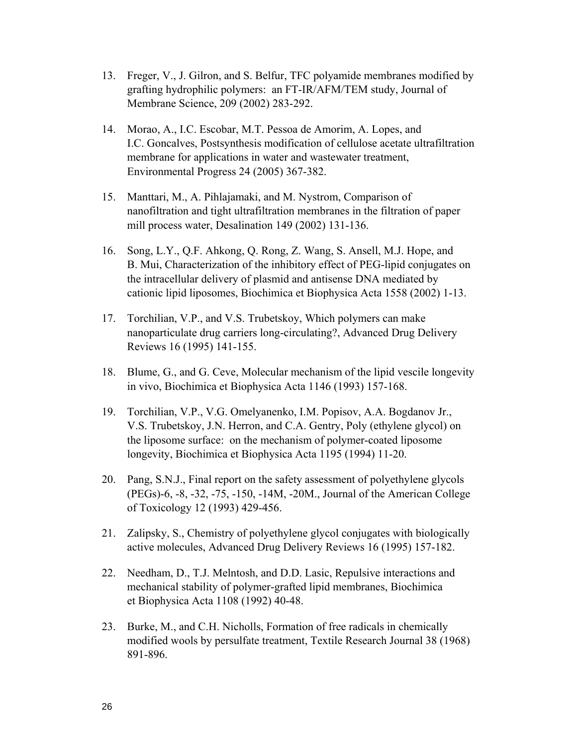13. Freger, V., J. Gilron, and S. Belfur, TFC polyamide membranes modified by grafting hydrophilic polymers: an FT-IR/AFM/TEM study, Journal of Membrane Science, 209 (2002) 283-292.

14. Morao, A., I.C. Escobar, M.T. Pessoa de Amorim, A. Lopes, and I.C. Goncalves, Postsynthesis modification of cellulose acetate ultrafiltration membrane for applications in water and wastewater treatment, Environmental Progress 24 (2005) 367-382.

15. Manttari, M., A. Pihlajamaki, and M. Nystrom, Comparison of nanofiltration and tight ultrafiltration membranes in the filtration of paper mill process water, Desalination 149 (2002) 131-136.

16. Song, L.Y., Q.F. Ahkong, Q. Rong, Z. Wang, S. Ansell, M.J. Hope, and B. Mui, Characterization of the inhibitory effect of PEG-lipid conjugates on the intracellular delivery of plasmid and antisense DNA mediated by cationic lipid liposomes, Biochimica et Biophysica Acta 1558 (2002) 1-13.

17. Torchilian, V.P., and V.S. Trubetskoy, Which polymers can make nanoparticulate drug carriers long-circulating?, Advanced Drug Delivery Reviews 16 (1995) 141-155.

18. Blume, G., and G. Ceve, Molecular mechanism of the lipid vescile longevity in vivo, Biochimica et Biophysica Acta 1146 (1993) 157-168.

19. Torchilian, V.P., V.G. Omelyanenko, I.M. Popisov, A.A. Bogdanov Jr., V.S. Trubetskoy, J.N. Herron, and C.A. Gentry, Poly (ethylene glycol) on the liposome surface: on the mechanism of polymer-coated liposome longevity, Biochimica et Biophysica Acta 1195 (1994) 11-20.

20. Pang, S.N.J., Final report on the safety assessment of polyethylene glycols (PEGs)-6, -8, -32, -75, -150, -14M, -20M., Journal of the American College of Toxicology 12 (1993) 429-456.

21. Zalipsky, S., Chemistry of polyethylene glycol conjugates with biologically active molecules, Advanced Drug Delivery Reviews 16 (1995) 157-182.

22. Needham, D., T.J. Melntosh, and D.D. Lasic, Repulsive interactions and mechanical stability of polymer-grafted lipid membranes, Biochimica et Biophysica Acta 1108 (1992) 40-48.

23. Burke, M., and C.H. Nicholls, Formation of free radicals in chemically modified wools by persulfate treatment, Textile Research Journal 38 (1968) 891-896.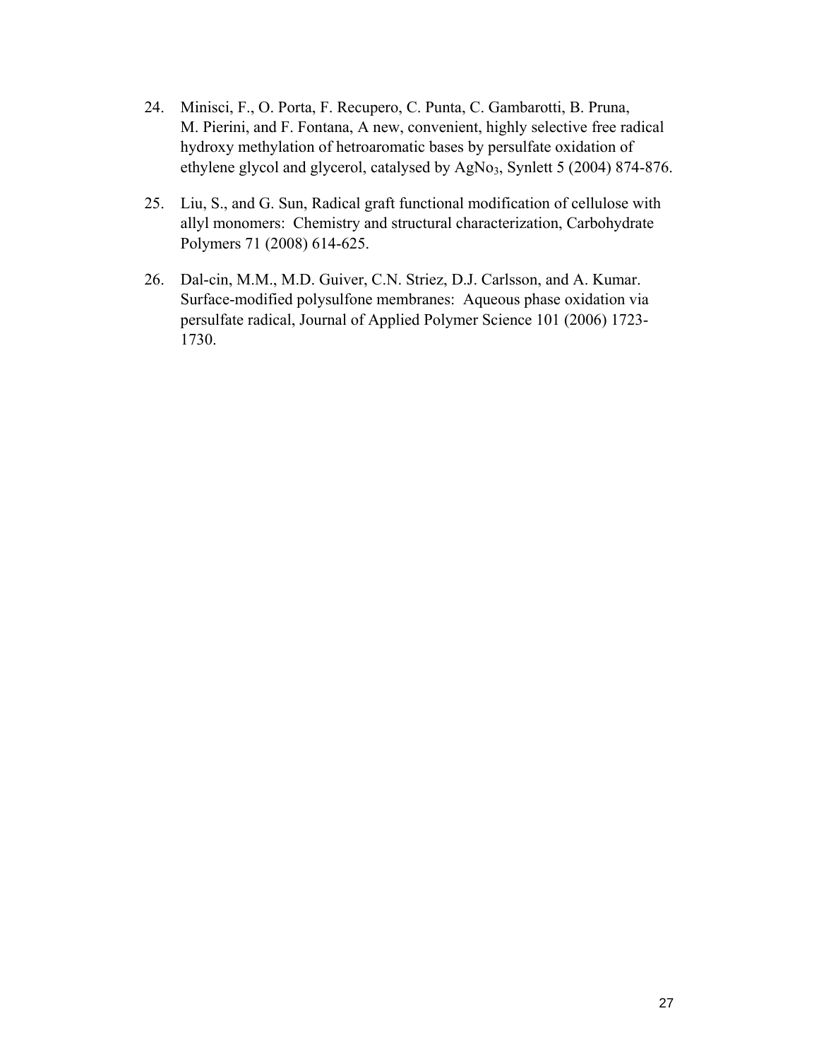24. Minisci, F., O. Porta, F. Recupero, C. Punta, C. Gambarotti, B. Pruna, M. Pierini, and F. Fontana, A new, convenient, highly selective free radical hydroxy methylation of hetroaromatic bases by persulfate oxidation of ethylene glycol and glycerol, catalysed by $AgNo_3$, Synlett 5 (2004) 874-876.

25. Liu, S., and G. Sun, Radical graft functional modification of cellulose with allyl monomers: Chemistry and structural characterization, Carbohydrate Polymers 71 (2008) 614-625.

26. Dal-cin, M.M., M.D. Guiver, C.N. Striez, D.J. Carlsson, and A. Kumar. Surface-modified polysulfone membranes: Aqueous phase oxidation via persulfate radical, Journal of Applied Polymer Science 101 (2006) 1723-1730.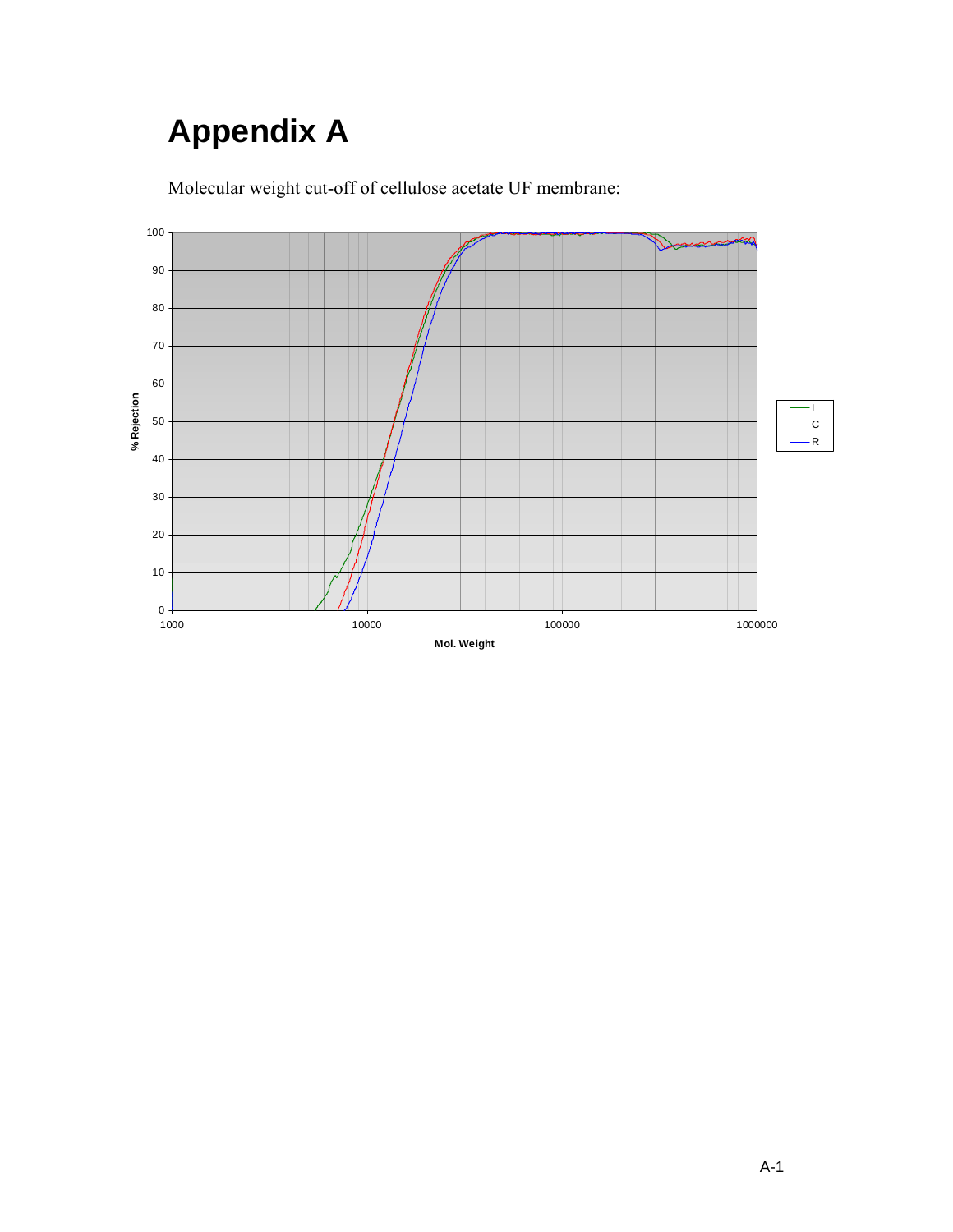# Appendix A

Molecular weight cut-off of cellulose acetate UF membrane: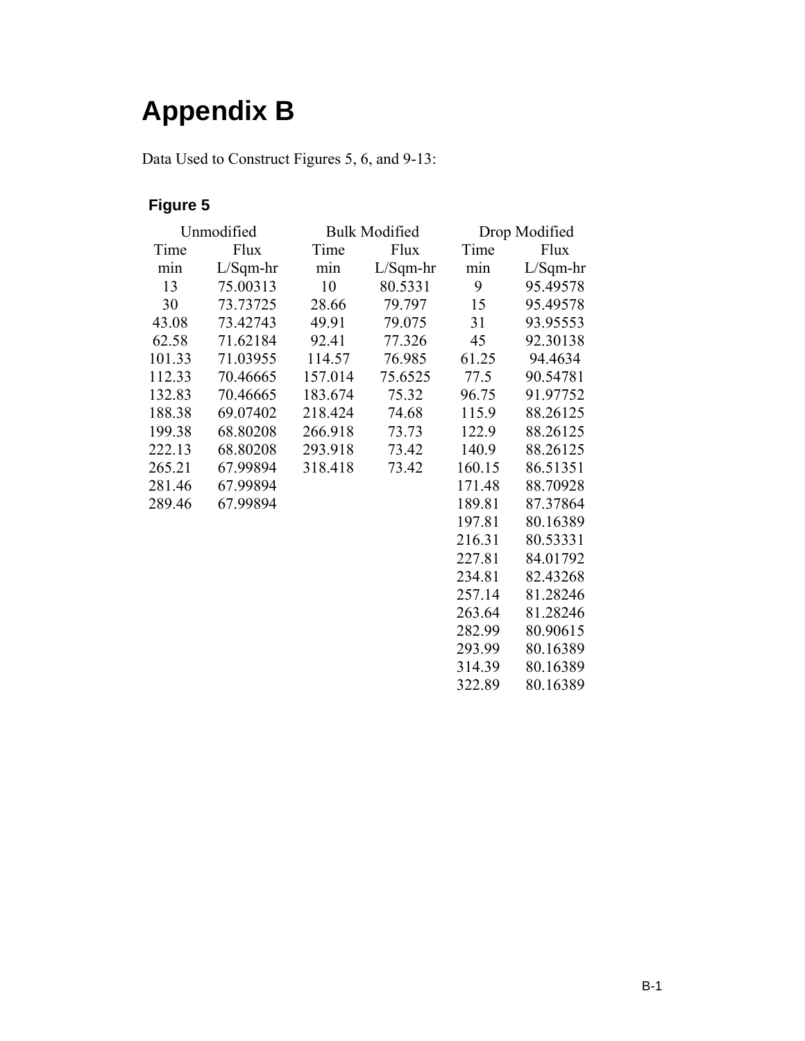# Appendix B

Data Used to Construct Figures 5, 6, and 9-13:

### Figure 5

| Unmodified | | Bulk Modified | | Drop Modified | |
|---|---|---|---|---|---|
| Time | Flux | Time | Flux | Time | Flux |
| min | L/Sqm-hr | min | L/Sqm-hr | min | L/Sqm-hr |
| 13 | 75.00313 | 10 | 80.5331 | 9 | 95.49578 |
| 30 | 73.73725 | 28.66 | 79.797 | 15 | 95.49578 |
| 43.08 | 73.42743 | 49.91 | 79.075 | 31 | 93.95553 |
| 62.58 | 71.62184 | 92.41 | 77.326 | 45 | 92.30138 |
| 101.33 | 71.03955 | 114.57 | 76.985 | 61.25 | 94.4634 |
| 112.33 | 70.46665 | 157.014 | 75.6525 | 77.5 | 90.54781 |
| 132.83 | 70.46665 | 183.674 | 75.32 | 96.75 | 91.97752 |
| 188.38 | 69.07402 | 218.424 | 74.68 | 115.9 | 88.26125 |
| 199.38 | 68.80208 | 266.918 | 73.73 | 122.9 | 88.26125 |
| 222.13 | 68.80208 | 293.918 | 73.42 | 140.9 | 88.26125 |
| 265.21 | 67.99894 | 318.418 | 73.42 | 160.15 | 86.51351 |
| 281.46 | 67.99894 | | | 171.48 | 88.70928 |
| 289.46 | 67.99894 | | | 189.81 | 87.37864 |
| | | | | 197.81 | 80.16389 |
| | | | | 216.31 | 80.53331 |
| | | | | 227.81 | 84.01792 |
| | | | | 234.81 | 82.43268 |
| | | | | 257.14 | 81.28246 |
| | | | | 263.64 | 81.28246 |
| | | | | 282.99 | 80.90615 |
| | | | | 293.99 | 80.16389 |
| | | | | 314.39 | 80.16389 |
| | | | | 322.89 | 80.16389 |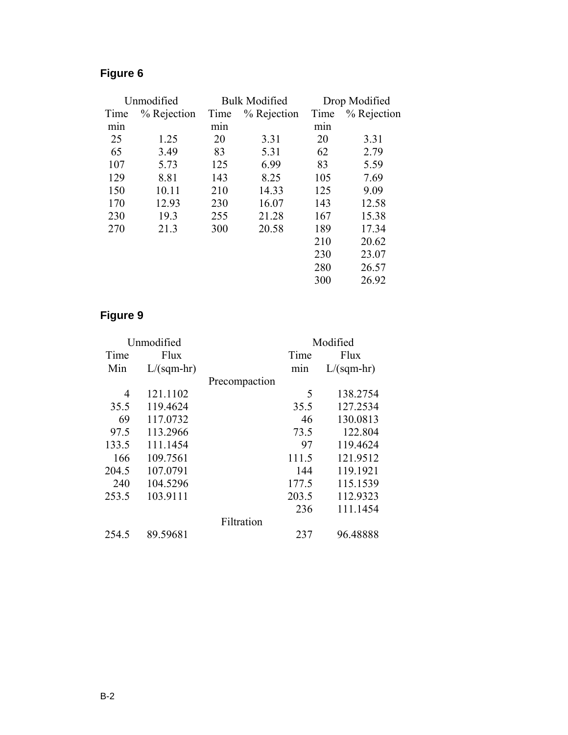## Figure 6

| Unmodified | | Bulk Modified | | Drop Modified | |
|---|---|---|---|---|---|
| Time min | % Rejection | Time min | % Rejection | Time min | % Rejection |
| 25 | 1.25 | 20 | 3.31 | 20 | 3.31 |
| 65 | 3.49 | 83 | 5.31 | 62 | 2.79 |
| 107 | 5.73 | 125 | 6.99 | 83 | 5.59 |
| 129 | 8.81 | 143 | 8.25 | 105 | 7.69 |
| 150 | 10.11 | 210 | 14.33 | 125 | 9.09 |
| 170 | 12.93 | 230 | 16.07 | 143 | 12.58 |
| 230 | 19.3 | 255 | 21.28 | 167 | 15.38 |
| 270 | 21.3 | 300 | 20.58 | 189 | 17.34 |
| | | | | 210 | 20.62 |
| | | | | 230 | 23.07 |
| | | | | 280 | 26.57 |
| | | | | 300 | 26.92 |

## Figure 9

| Unmodified | | | Modified | |
|---|---|---|---|---|
| Time Min | Flux L/(sqm-hr) | | Time min | Flux L/(sqm-hr) |
| | | Precompaction | | |
| 4 | 121.1102 | | 5 | 138.2754 |
| 35.5 | 119.4624 | | 35.5 | 127.2534 |
| 69 | 117.0732 | | 46 | 130.0813 |
| 97.5 | 113.2966 | | 73.5 | 122.804 |
| 133.5 | 111.1454 | | 97 | 119.4624 |
| 166 | 109.7561 | | 111.5 | 121.9512 |
| 204.5 | 107.0791 | | 144 | 119.1921 |
| 240 | 104.5296 | | 177.5 | 115.1539 |
| 253.5 | 103.9111 | | 203.5 | 112.9323 |
| | | | 236 | 111.1454 |
| | | Filtration | | |
| 254.5 | 89.59681 | | 237 | 96.48888 |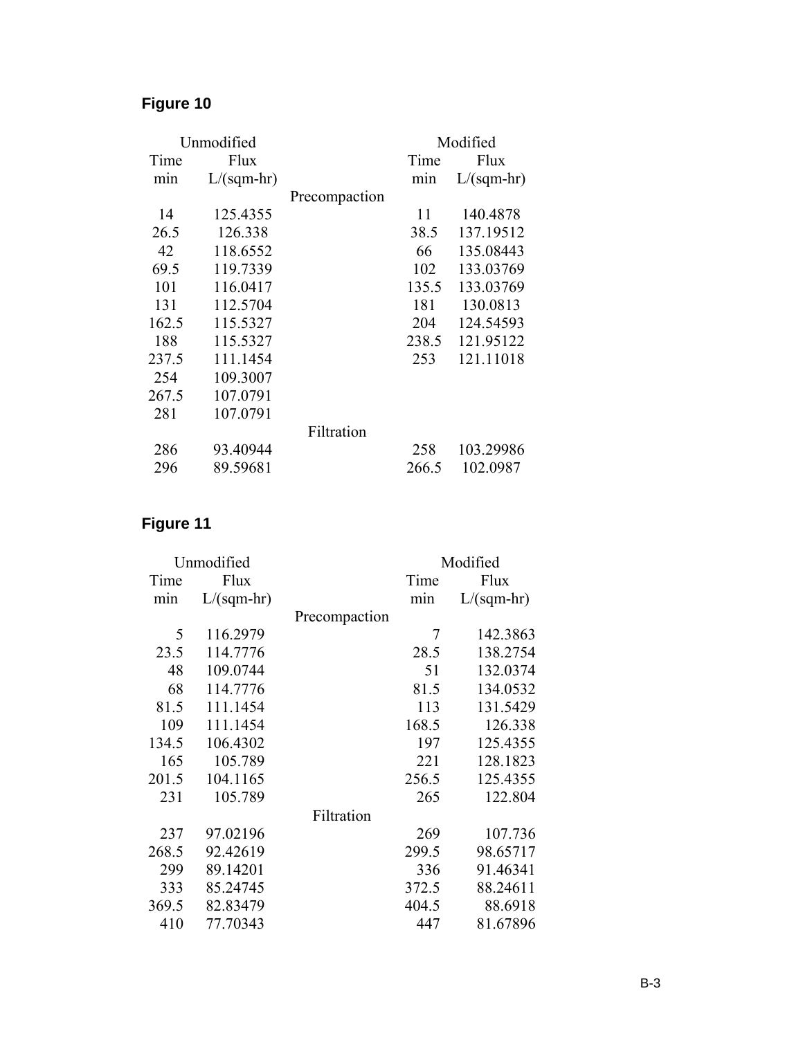## Figure 10

| Unmodified | | | Modified | |
|---|---|---|---|---|
| Time | Flux | | Time | Flux |
| min | L/(sqm-hr) | | min | L/(sqm-hr) |
| | | Precompaction | | |
| 14 | 125.4355 | | 11 | 140.4878 |
| 26.5 | 126.338 | | 38.5 | 137.19512 |
| 42 | 118.6552 | | 66 | 135.08443 |
| 69.5 | 119.7339 | | 102 | 133.03769 |
| 101 | 116.0417 | | 135.5 | 133.03769 |
| 131 | 112.5704 | | 181 | 130.0813 |
| 162.5 | 115.5327 | | 204 | 124.54593 |
| 188 | 115.5327 | | 238.5 | 121.95122 |
| 237.5 | 111.1454 | | 253 | 121.11018 |
| 254 | 109.3007 | | | |
| 267.5 | 107.0791 | | | |
| 281 | 107.0791 | | | |
| | | Filtration | | |
| 286 | 93.40944 | | 258 | 103.29986 |
| 296 | 89.59681 | | 266.5 | 102.0987 |

## Figure 11

| Unmodified | | | Modified | |
|---|---|---|---|---|
| Time | Flux | | Time | Flux |
| min | L/(sqm-hr) | | min | L/(sqm-hr) |
| | | Precompaction | | |
| 5 | 116.2979 | | 7 | 142.3863 |
| 23.5 | 114.7776 | | 28.5 | 138.2754 |
| 48 | 109.0744 | | 51 | 132.0374 |
| 68 | 114.7776 | | 81.5 | 134.0532 |
| 81.5 | 111.1454 | | 113 | 131.5429 |
| 109 | 111.1454 | | 168.5 | 126.338 |
| 134.5 | 106.4302 | | 197 | 125.4355 |
| 165 | 105.789 | | 221 | 128.1823 |
| 201.5 | 104.1165 | | 256.5 | 125.4355 |
| 231 | 105.789 | | 265 | 122.804 |
| | | Filtration | | |
| 237 | 97.02196 | | 269 | 107.736 |
| 268.5 | 92.42619 | | 299.5 | 98.65717 |
| 299 | 89.14201 | | 336 | 91.46341 |
| 333 | 85.24745 | | 372.5 | 88.24611 |
| 369.5 | 82.83479 | | 404.5 | 88.6918 |
| 410 | 77.70343 | | 447 | 81.67896 |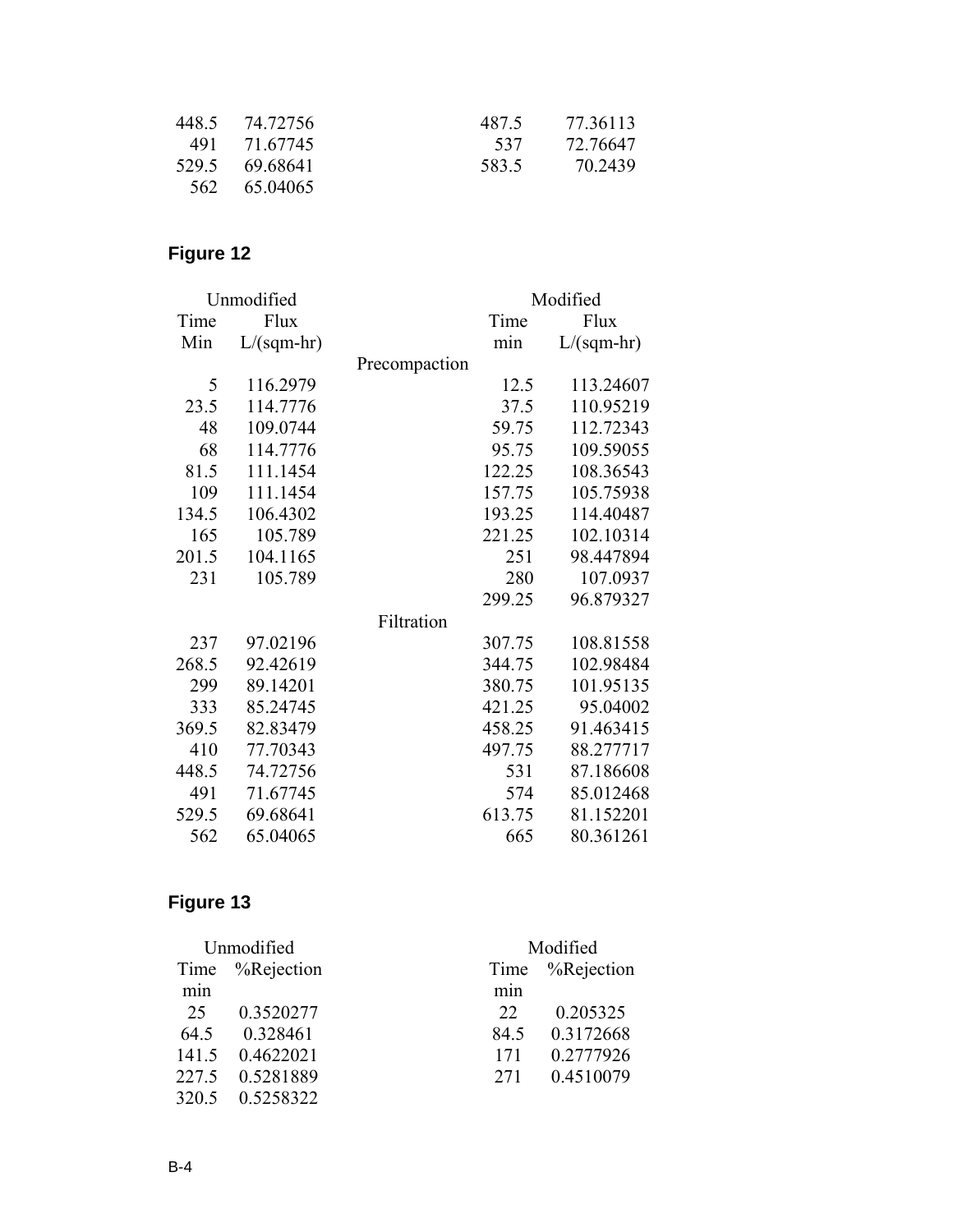| | | | |
|---|---|---|---|
| 448.5 | 74.72756 | 487.5 | 77.36113 |
| 491 | 71.67745 | 537 | 72.76647 |
| 529.5 | 69.68641 | 583.5 | 70.2439 |
| 562 | 65.04065 | | |

**Figure 12**

| Unmodified | | | Modified | |
|---|---|---|---|---|
| Time | Flux | | Time | Flux |
| Min | L/(sqm-hr) | | min | L/(sqm-hr) |
| | | Precompaction | | |
| 5 | 116.2979 | | 12.5 | 113.24607 |
| 23.5 | 114.7776 | | 37.5 | 110.95219 |
| 48 | 109.0744 | | 59.75 | 112.72343 |
| 68 | 114.7776 | | 95.75 | 109.59055 |
| 81.5 | 111.1454 | | 122.25 | 108.36543 |
| 109 | 111.1454 | | 157.75 | 105.75938 |
| 134.5 | 106.4302 | | 193.25 | 114.40487 |
| 165 | 105.789 | | 221.25 | 102.10314 |
| 201.5 | 104.1165 | | 251 | 98.447894 |
| 231 | 105.789 | | 280 | 107.0937 |
| | | | 299.25 | 96.879327 |
| | | Filtration | | |
| 237 | 97.02196 | | 307.75 | 108.81558 |
| 268.5 | 92.42619 | | 344.75 | 102.98484 |
| 299 | 89.14201 | | 380.75 | 101.95135 |
| 333 | 85.24745 | | 421.25 | 95.04002 |
| 369.5 | 82.83479 | | 458.25 | 91.463415 |
| 410 | 77.70343 | | 497.75 | 88.277717 |
| 448.5 | 74.72756 | | 531 | 87.186608 |
| 491 | 71.67745 | | 574 | 85.012468 |
| 529.5 | 69.68641 | | 613.75 | 81.152201 |
| 562 | 65.04065 | | 665 | 80.361261 |

**Figure 13**

| Unmodified | | Modified | |
|---|---|---|---|
| Time | %Rejection | Time | %Rejection |
| min | | min | |
| 25 | 0.3520277 | 22 | 0.205325 |
| 64.5 | 0.328461 | 84.5 | 0.3172668 |
| 141.5 | 0.4622021 | 171 | 0.2777926 |
| 227.5 | 0.5281889 | 271 | 0.4510079 |
| 320.5 | 0.5258322 | | |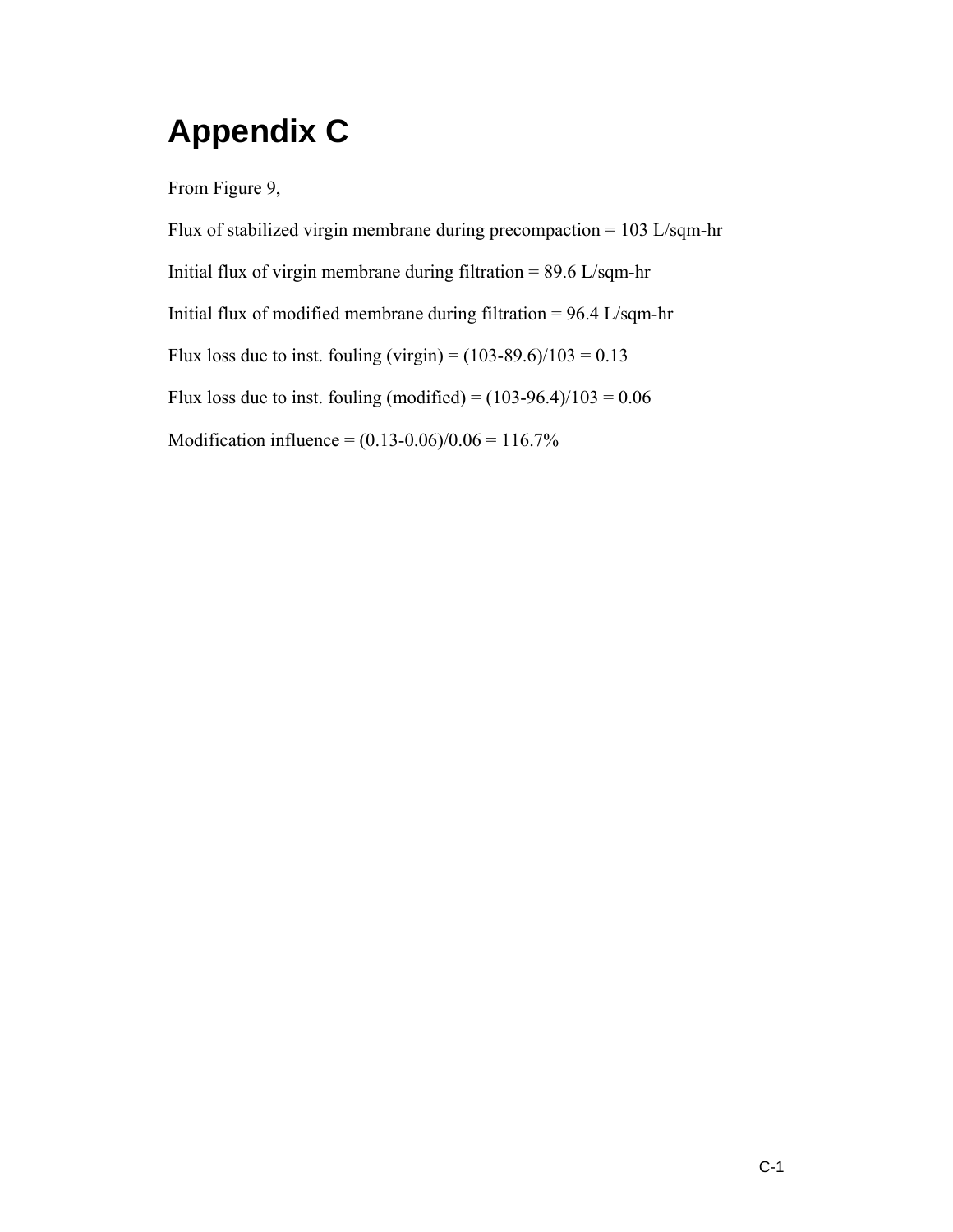# Appendix C

From Figure 9,

Flux of stabilized virgin membrane during precompaction = 103 L/sqm-hr

Initial flux of virgin membrane during filtration = 89.6 L/sqm-hr

Initial flux of modified membrane during filtration = 96.4 L/sqm-hr

Flux loss due to inst. fouling (virgin) = (103-89.6)/103 = 0.13

Flux loss due to inst. fouling (modified) = (103-96.4)/103 = 0.06

Modification influence = (0.13-0.06)/0.06 = 116.7%